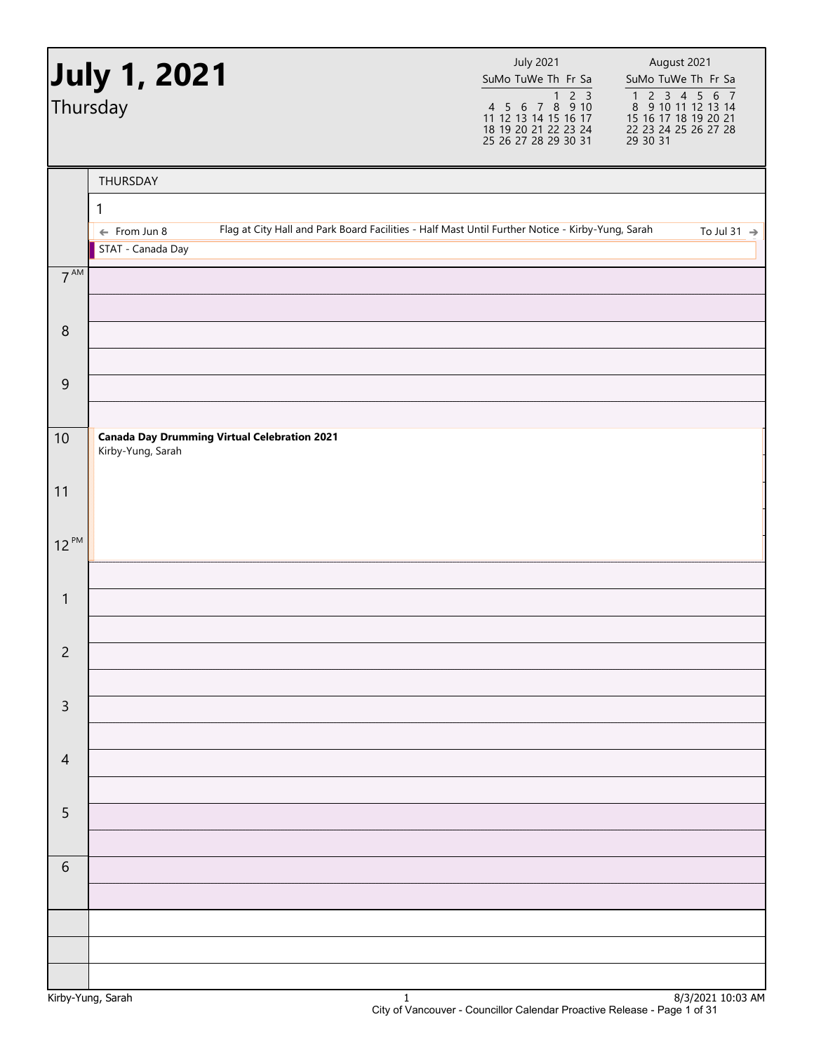# July 1, 2021

Thursday

| July 2021 | | | | | | |
|---|---|---|---|---|---|---|
| Su | Mo | Tu | We | Th | Fr | Sa |
| | | | | 1 | 2 | 3 |
| 4 | 5 | 6 | 7 | 8 | 9 | 10 |
| 11 | 12 | 13 | 14 | 15 | 16 | 17 |
| 18 | 19 | 20 | 21 | 22 | 23 | 24 |
| 25 | 26 | 27 | 28 | 29 | 30 | 31 |

| August 2021 | | | | | | |
|---|---|---|---|---|---|---|
| Su | Mo | Tu | We | Th | Fr | Sa |
| 1 | 2 | 3 | 4 | 5 | 6 | 7 |
| 8 | 9 | 10 | 11 | 12 | 13 | 14 |
| 15 | 16 | 17 | 18 | 19 | 20 | 21 |
| 22 | 23 | 24 | 25 | 26 | 27 | 28 |
| 29 | 30 | 31 | | | | |

THURSDAY

1

← From Jun 8 Flag at City Hall and Park Board Facilities - Half Mast Until Further Notice - Kirby-Yung, Sarah To Jul 31 →

STAT - Canada Day

| Time | Event |
|---|---|
| 7 AM | |
| 8 | |
| 9 | |
| 10 | **Canada Day Drumming Virtual Celebration 2021** Kirby-Yung, Sarah |
| 11 | |
| 12 PM | |
| 1 | |
| 2 | |
| 3 | |
| 4 | |
| 5 | |
| 6 | |

Kirby-Yung, Sarah

8/3/2021 10:03 AM

City of Vancouver - Councillor Calendar Proactive Release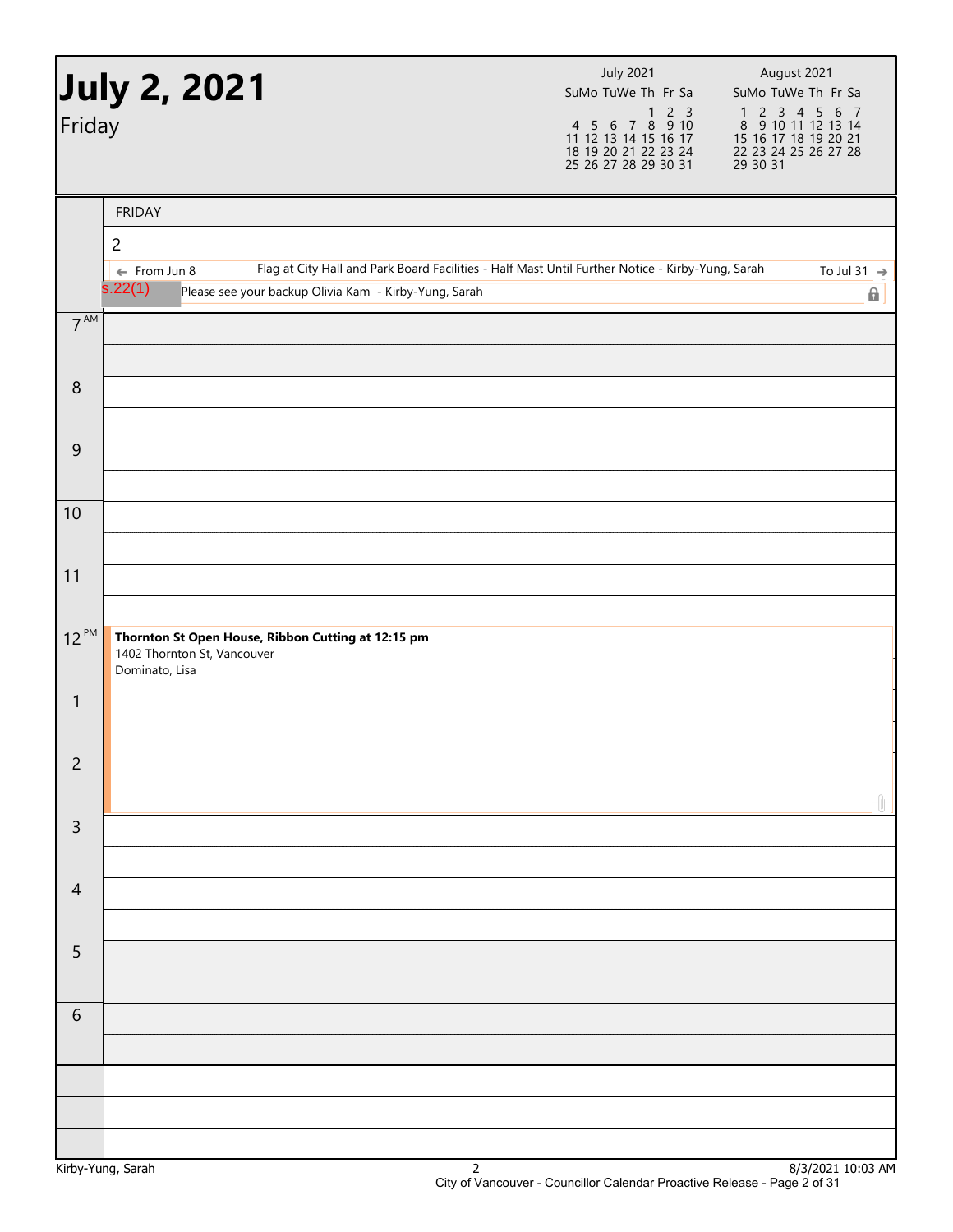# July 2, 2021

Friday

| July 2021 | | | | | | |
|---|---|---|---|---|---|---|
| Su | Mo | Tu | We | Th | Fr | Sa |
| | | | | 1 | 2 | 3 |
| 4 | 5 | 6 | 7 | 8 | 9 | 10 |
| 11 | 12 | 13 | 14 | 15 | 16 | 17 |
| 18 | 19 | 20 | 21 | 22 | 23 | 24 |
| 25 | 26 | 27 | 28 | 29 | 30 | 31 |

| August 2021 | | | | | | |
|---|---|---|---|---|---|---|
| Su | Mo | Tu | We | Th | Fr | Sa |
| 1 | 2 | 3 | 4 | 5 | 6 | 7 |
| 8 | 9 | 10 | 11 | 12 | 13 | 14 |
| 15 | 16 | 17 | 18 | 19 | 20 | 21 |
| 22 | 23 | 24 | 25 | 26 | 27 | 28 |
| 29 | 30 | 31 | | | | |

FRIDAY

2

← From Jun 8 — Flag at City Hall and Park Board Facilities - Half Mast Until Further Notice - Kirby-Yung, Sarah — To Jul 31 →

s.22(1) — Please see your backup Olivia Kam - Kirby-Yung, Sarah

| Time | Event |
|---|---|
| 7 AM | |
| 8 | |
| 9 | |
| 10 | |
| 11 | |
| 12 PM | **Thornton St Open House, Ribbon Cutting at 12:15 pm** 1402 Thornton St, Vancouver Dominato, Lisa |
| 1 | |
| 2 | |
| 3 | |
| 4 | |
| 5 | |
| 6 | |

Kirby-Yung, Sarah — 8/3/2021 10:03 AM

City of Vancouver - Councillor Calendar Proactive Release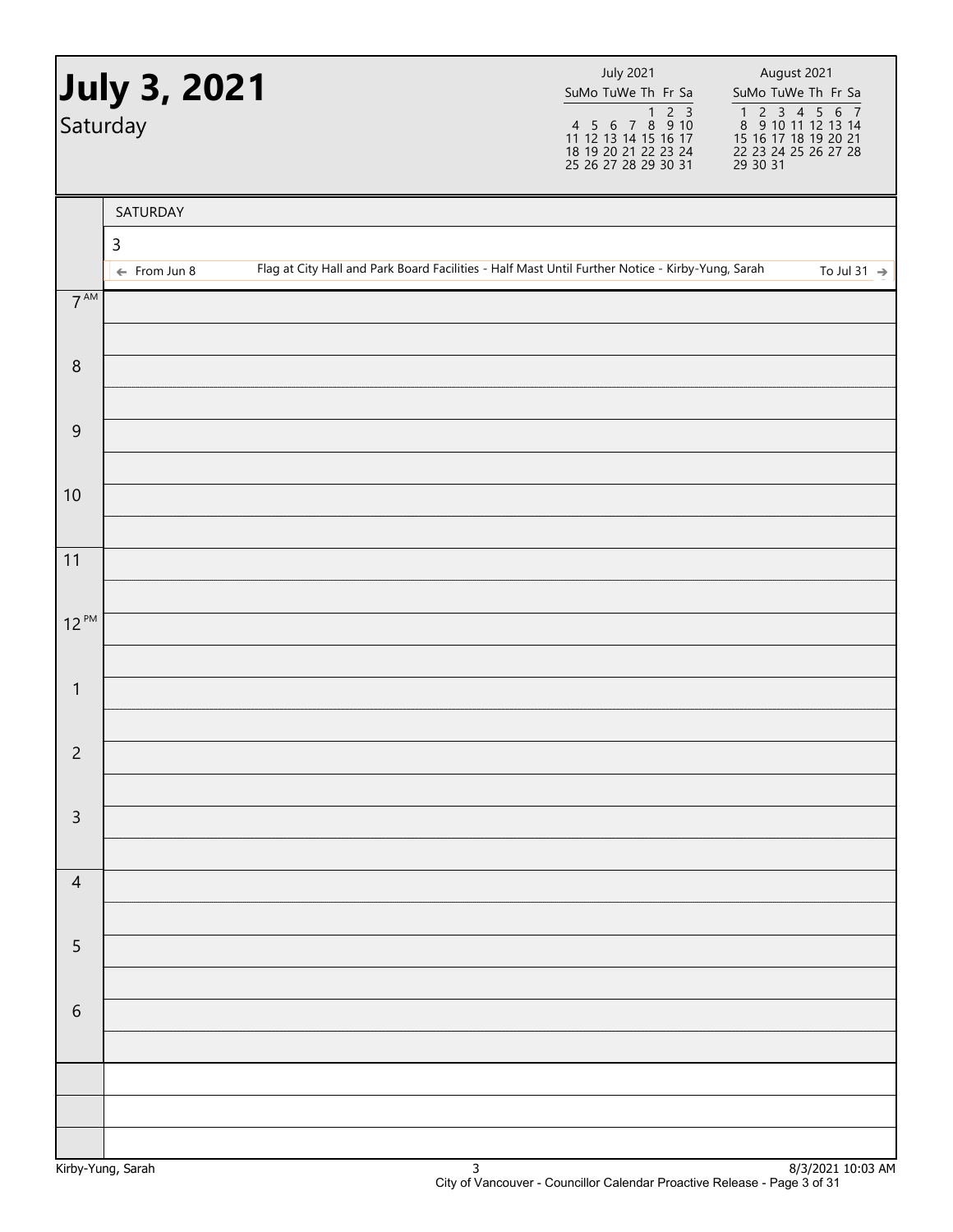# July 3, 2021

Saturday

| July 2021 | | | | | | |
|---|---|---|---|---|---|---|
| Su | Mo | Tu | We | Th | Fr | Sa |
| | | | | 1 | 2 | 3 |
| 4 | 5 | 6 | 7 | 8 | 9 | 10 |
| 11 | 12 | 13 | 14 | 15 | 16 | 17 |
| 18 | 19 | 20 | 21 | 22 | 23 | 24 |
| 25 | 26 | 27 | 28 | 29 | 30 | 31 |

| August 2021 | | | | | | |
|---|---|---|---|---|---|---|
| Su | Mo | Tu | We | Th | Fr | Sa |
| 1 | 2 | 3 | 4 | 5 | 6 | 7 |
| 8 | 9 | 10 | 11 | 12 | 13 | 14 |
| 15 | 16 | 17 | 18 | 19 | 20 | 21 |
| 22 | 23 | 24 | 25 | 26 | 27 | 28 |
| 29 | 30 | 31 | | | | |

SATURDAY

3

← From Jun 8 — Flag at City Hall and Park Board Facilities - Half Mast Until Further Notice - Kirby-Yung, Sarah — To Jul 31 →

| Time | |
|---|---|
| 7 AM | |
| 8 | |
| 9 | |
| 10 | |
| 11 | |
| 12 PM | |
| 1 | |
| 2 | |
| 3 | |
| 4 | |
| 5 | |
| 6 | |

Kirby-Yung, Sarah

8/3/2021 10:03 AM

City of Vancouver - Councillor Calendar Proactive Release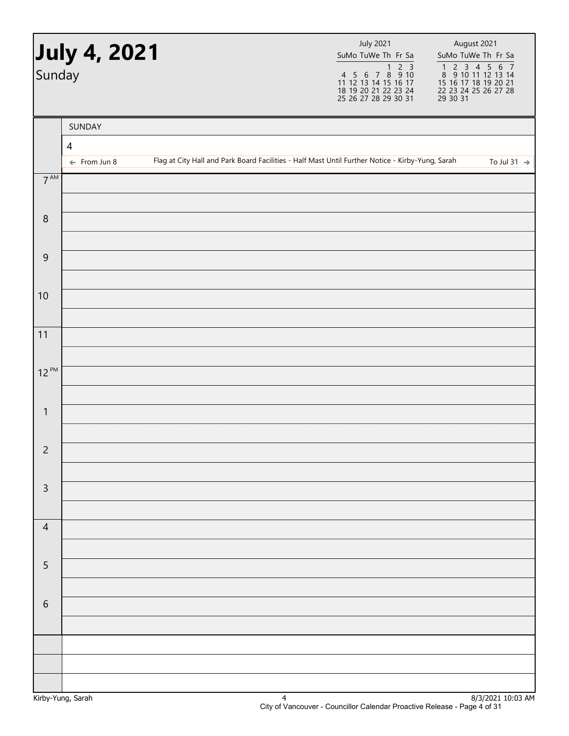# July 4, 2021

Sunday

| July 2021 | | | | | | |
|---|---|---|---|---|---|---|
| Su | Mo | Tu | We | Th | Fr | Sa |
| | | | | 1 | 2 | 3 |
| 4 | 5 | 6 | 7 | 8 | 9 | 10 |
| 11 | 12 | 13 | 14 | 15 | 16 | 17 |
| 18 | 19 | 20 | 21 | 22 | 23 | 24 |
| 25 | 26 | 27 | 28 | 29 | 30 | 31 |

| August 2021 | | | | | | |
|---|---|---|---|---|---|---|
| Su | Mo | Tu | We | Th | Fr | Sa |
| 1 | 2 | 3 | 4 | 5 | 6 | 7 |
| 8 | 9 | 10 | 11 | 12 | 13 | 14 |
| 15 | 16 | 17 | 18 | 19 | 20 | 21 |
| 22 | 23 | 24 | 25 | 26 | 27 | 28 |
| 29 | 30 | 31 | | | | |

SUNDAY

4

← From Jun 8 — Flag at City Hall and Park Board Facilities - Half Mast Until Further Notice - Kirby-Yung, Sarah — To Jul 31 →

| Time | |
|---|---|
| 7 AM | |
| 8 | |
| 9 | |
| 10 | |
| 11 | |
| 12 PM | |
| 1 | |
| 2 | |
| 3 | |
| 4 | |
| 5 | |
| 6 | |

Kirby-Yung, Sarah — 8/3/2021 10:03 AM

City of Vancouver - Councillor Calendar Proactive Release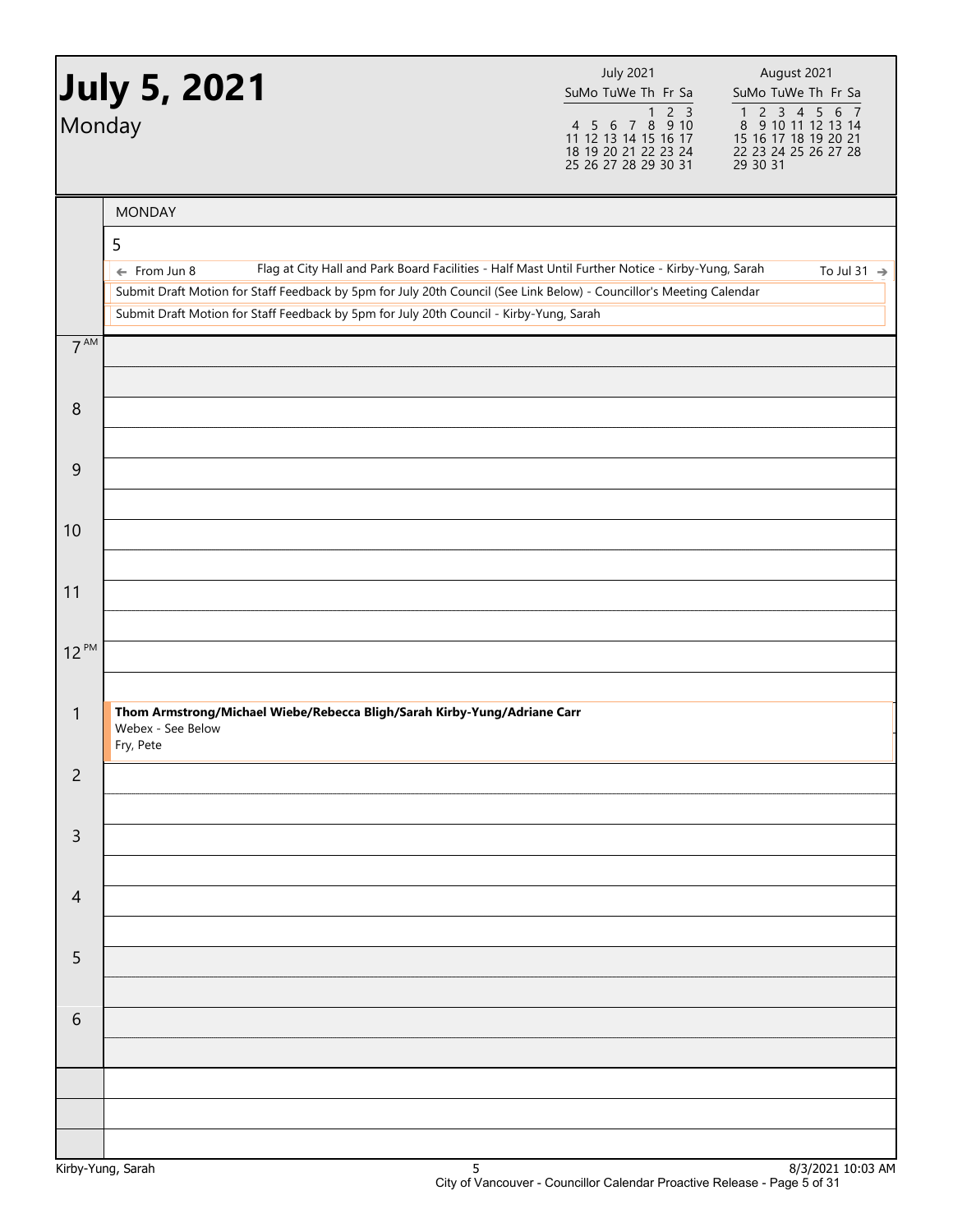# July 5, 2021

Monday

| July 2021 | | | | | | |
|---|---|---|---|---|---|---|
| Su | Mo | Tu | We | Th | Fr | Sa |
| | | | | 1 | 2 | 3 |
| 4 | 5 | 6 | 7 | 8 | 9 | 10 |
| 11 | 12 | 13 | 14 | 15 | 16 | 17 |
| 18 | 19 | 20 | 21 | 22 | 23 | 24 |
| 25 | 26 | 27 | 28 | 29 | 30 | 31 |

| August 2021 | | | | | | |
|---|---|---|---|---|---|---|
| Su | Mo | Tu | We | Th | Fr | Sa |
| 1 | 2 | 3 | 4 | 5 | 6 | 7 |
| 8 | 9 | 10 | 11 | 12 | 13 | 14 |
| 15 | 16 | 17 | 18 | 19 | 20 | 21 |
| 22 | 23 | 24 | 25 | 26 | 27 | 28 |
| 29 | 30 | 31 | | | | |

## MONDAY

5

- ← From Jun 8 — Flag at City Hall and Park Board Facilities - Half Mast Until Further Notice - Kirby-Yung, Sarah — To Jul 31 →
- Submit Draft Motion for Staff Feedback by 5pm for July 20th Council (See Link Below) - Councillor's Meeting Calendar
- Submit Draft Motion for Staff Feedback by 5pm for July 20th Council - Kirby-Yung, Sarah

| Time | Event |
|---|---|
| 7 AM | |
| 8 | |
| 9 | |
| 10 | |
| 11 | |
| 12 PM | |
| 1 | **Thom Armstrong/Michael Wiebe/Rebecca Bligh/Sarah Kirby-Yung/Adriane Carr**<br>Webex - See Below<br>Fry, Pete |
| 2 | |
| 3 | |
| 4 | |
| 5 | |
| 6 | |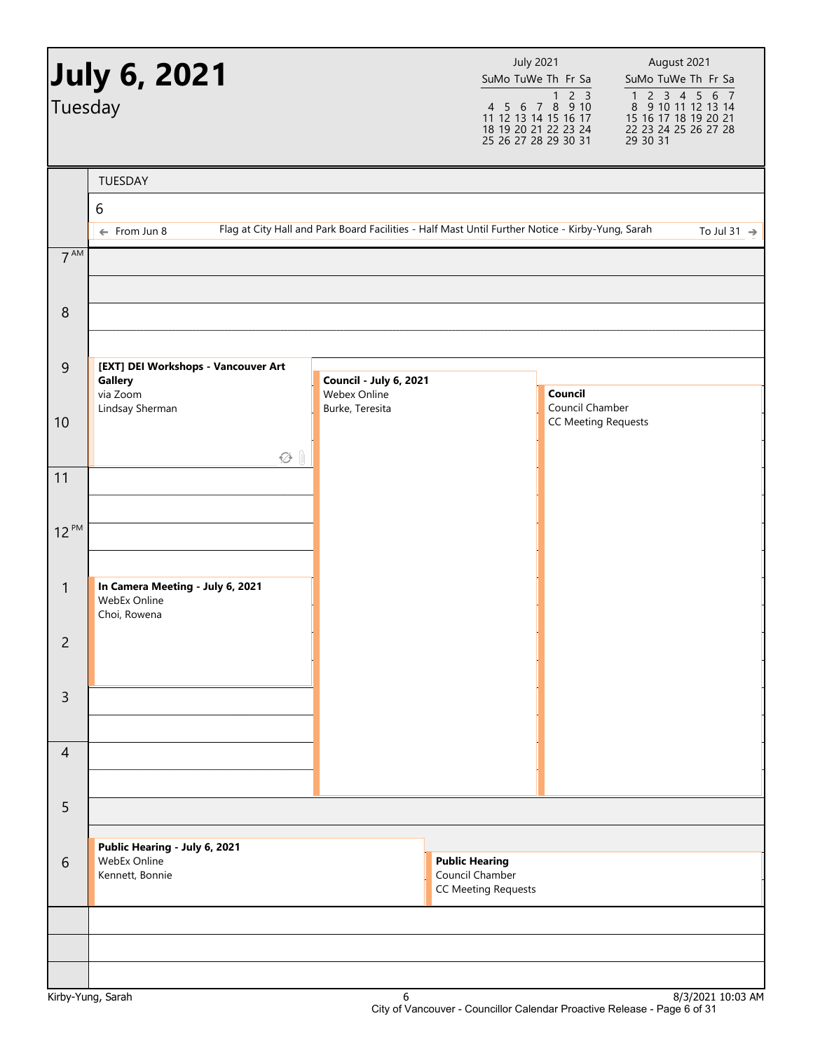# July 6, 2021

Tuesday

**July 2021**

| Su | Mo | Tu | We | Th | Fr | Sa |
|---|---|---|---|---|---|---|
| | | | | 1 | 2 | 3 |
| 4 | 5 | 6 | 7 | 8 | 9 | 10 |
| 11 | 12 | 13 | 14 | 15 | 16 | 17 |
| 18 | 19 | 20 | 21 | 22 | 23 | 24 |
| 25 | 26 | 27 | 28 | 29 | 30 | 31 |

**August 2021**

| Su | Mo | Tu | We | Th | Fr | Sa |
|---|---|---|---|---|---|---|
| 1 | 2 | 3 | 4 | 5 | 6 | 7 |
| 8 | 9 | 10 | 11 | 12 | 13 | 14 |
| 15 | 16 | 17 | 18 | 19 | 20 | 21 |
| 22 | 23 | 24 | 25 | 26 | 27 | 28 |
| 29 | 30 | 31 | | | | |

## TUESDAY 6

← From Jun 8 — Flag at City Hall and Park Board Facilities - Half Mast Until Further Notice - Kirby-Yung, Sarah — To Jul 31 →

**9:00 AM – 11:00 AM**
**[EXT] DEI Workshops - Vancouver Art Gallery**
via Zoom
Lindsay Sherman

**9:15 AM – 5:00 PM**
**Council - July 6, 2021**
Webex Online
Burke, Teresita

**9:30 AM – 5:00 PM**
**Council**
Council Chamber
CC Meeting Requests

**1:00 PM – 3:00 PM**
**In Camera Meeting - July 6, 2021**
WebEx Online
Choi, Rowena

**5:45 PM – 7:00 PM**
**Public Hearing - July 6, 2021**
WebEx Online
Kennett, Bonnie

**6:00 PM – 7:00 PM**
**Public Hearing**
Council Chamber
CC Meeting Requests

Kirby-Yung, Sarah — 8/3/2021 10:03 AM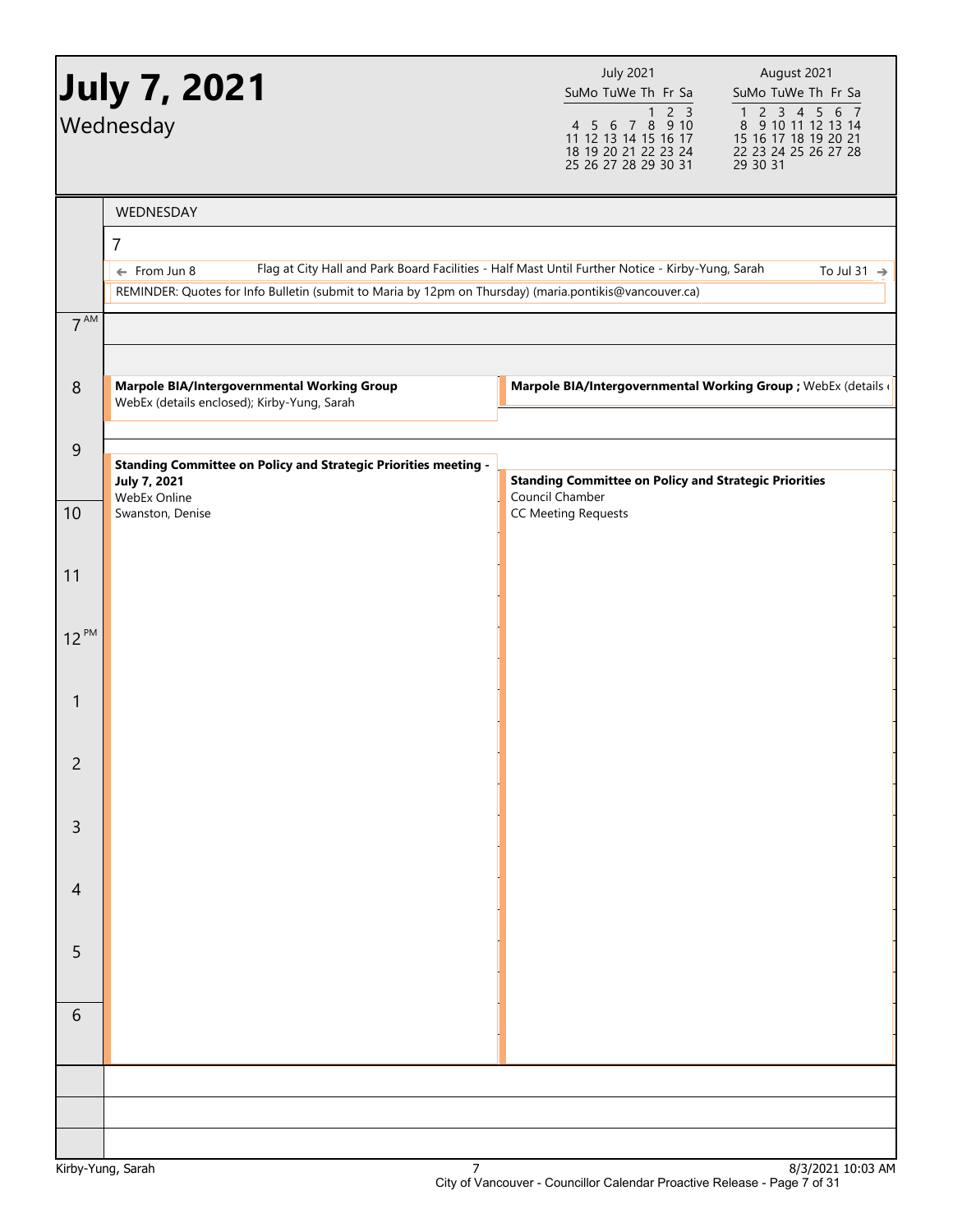# July 7, 2021

Wednesday

| July 2021 | | | | | | |
|---|---|---|---|---|---|---|
| Su | Mo | Tu | We | Th | Fr | Sa |
| | | | | 1 | 2 | 3 |
| 4 | 5 | 6 | 7 | 8 | 9 | 10 |
| 11 | 12 | 13 | 14 | 15 | 16 | 17 |
| 18 | 19 | 20 | 21 | 22 | 23 | 24 |
| 25 | 26 | 27 | 28 | 29 | 30 | 31 |

| August 2021 | | | | | | |
|---|---|---|---|---|---|---|
| Su | Mo | Tu | We | Th | Fr | Sa |
| 1 | 2 | 3 | 4 | 5 | 6 | 7 |
| 8 | 9 | 10 | 11 | 12 | 13 | 14 |
| 15 | 16 | 17 | 18 | 19 | 20 | 21 |
| 22 | 23 | 24 | 25 | 26 | 27 | 28 |
| 29 | 30 | 31 | | | | |

## WEDNESDAY 7

← From Jun 8 — Flag at City Hall and Park Board Facilities - Half Mast Until Further Notice - Kirby-Yung, Sarah — To Jul 31 →

REMINDER: Quotes for Info Bulletin (submit to Maria by 12pm on Thursday) (maria.pontikis@vancouver.ca)

**8 AM**

**Marpole BIA/Intergovernmental Working Group**
WebEx (details enclosed); Kirby-Yung, Sarah

**Marpole BIA/Intergovernmental Working Group ;** WebEx (details e

**9 AM**

**Standing Committee on Policy and Strategic Priorities meeting - July 7, 2021**
WebEx Online
Swanston, Denise

**Standing Committee on Policy and Strategic Priorities**
Council Chamber
CC Meeting Requests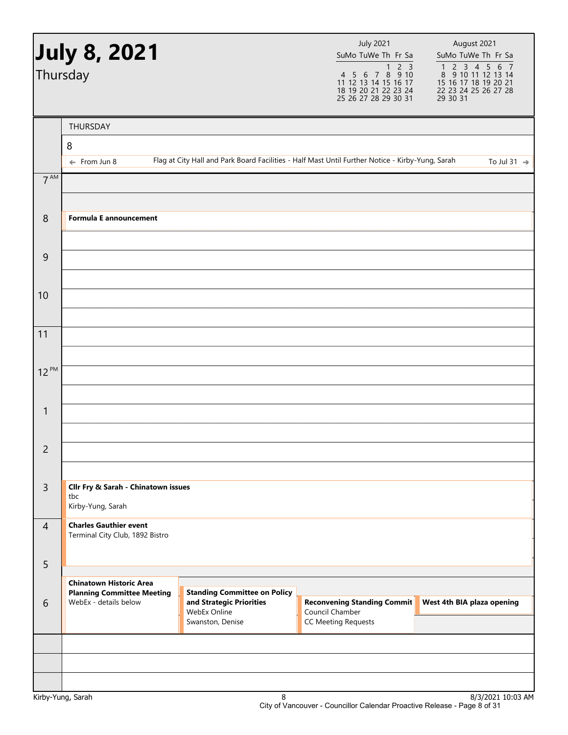# July 8, 2021

Thursday

| July 2021 | | | | | | |
|---|---|---|---|---|---|---|
| Su | Mo | Tu | We | Th | Fr | Sa |
| | | | | 1 | 2 | 3 |
| 4 | 5 | 6 | 7 | 8 | 9 | 10 |
| 11 | 12 | 13 | 14 | 15 | 16 | 17 |
| 18 | 19 | 20 | 21 | 22 | 23 | 24 |
| 25 | 26 | 27 | 28 | 29 | 30 | 31 |

| August 2021 | | | | | | |
|---|---|---|---|---|---|---|
| Su | Mo | Tu | We | Th | Fr | Sa |
| 1 | 2 | 3 | 4 | 5 | 6 | 7 |
| 8 | 9 | 10 | 11 | 12 | 13 | 14 |
| 15 | 16 | 17 | 18 | 19 | 20 | 21 |
| 22 | 23 | 24 | 25 | 26 | 27 | 28 |
| 29 | 30 | 31 | | | | |

## THURSDAY 8

← From Jun 8 — Flag at City Hall and Park Board Facilities - Half Mast Until Further Notice - Kirby-Yung, Sarah — To Jul 31 →

| Time | Event |
|---|---|
| 7 AM | |
| 8 | **Formula E announcement** |
| 9 | |
| 10 | |
| 11 | |
| 12 PM | |
| 1 | |
| 2 | |
| 3 | **Cllr Fry & Sarah - Chinatown issues**<br>tbc<br>Kirby-Yung, Sarah |
| 4 | **Charles Gauthier event**<br>Terminal City Club, 1892 Bistro |
| 5 | |
| 6 | **Chinatown Historic Area Planning Committee Meeting**<br>WebEx - details below |
| 6 | **Standing Committee on Policy and Strategic Priorities**<br>WebEx Online<br>Swanston, Denise |
| 6 | **Reconvening Standing Commit**<br>Council Chamber<br>CC Meeting Requests |
| 6 | **West 4th BIA plaza opening** |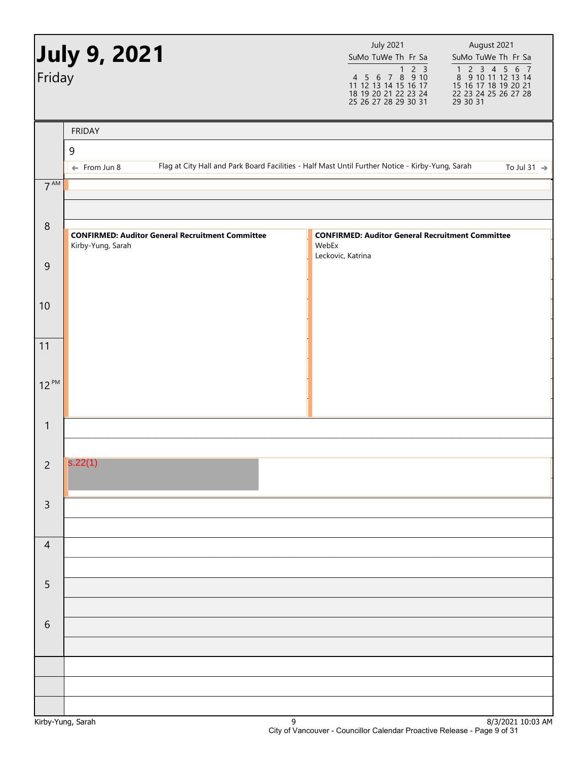# July 9, 2021

Friday

| July 2021 | | | | | | |
|---|---|---|---|---|---|---|
| Su | Mo | Tu | We | Th | Fr | Sa |
| | | | | 1 | 2 | 3 |
| 4 | 5 | 6 | 7 | 8 | 9 | 10 |
| 11 | 12 | 13 | 14 | 15 | 16 | 17 |
| 18 | 19 | 20 | 21 | 22 | 23 | 24 |
| 25 | 26 | 27 | 28 | 29 | 30 | 31 |

| August 2021 | | | | | | |
|---|---|---|---|---|---|---|
| Su | Mo | Tu | We | Th | Fr | Sa |
| 1 | 2 | 3 | 4 | 5 | 6 | 7 |
| 8 | 9 | 10 | 11 | 12 | 13 | 14 |
| 15 | 16 | 17 | 18 | 19 | 20 | 21 |
| 22 | 23 | 24 | 25 | 26 | 27 | 28 |
| 29 | 30 | 31 | | | | |

FRIDAY 9

← From Jun 8 — Flag at City Hall and Park Board Facilities - Half Mast Until Further Notice - Kirby-Yung, Sarah — To Jul 31 →

**8 AM – 12:30 PM**

**CONFIRMED: Auditor General Recruitment Committee**
Kirby-Yung, Sarah

**CONFIRMED: Auditor General Recruitment Committee**
WebEx
Leckovic, Katrina

**2 PM – 3 PM**

s.22(1)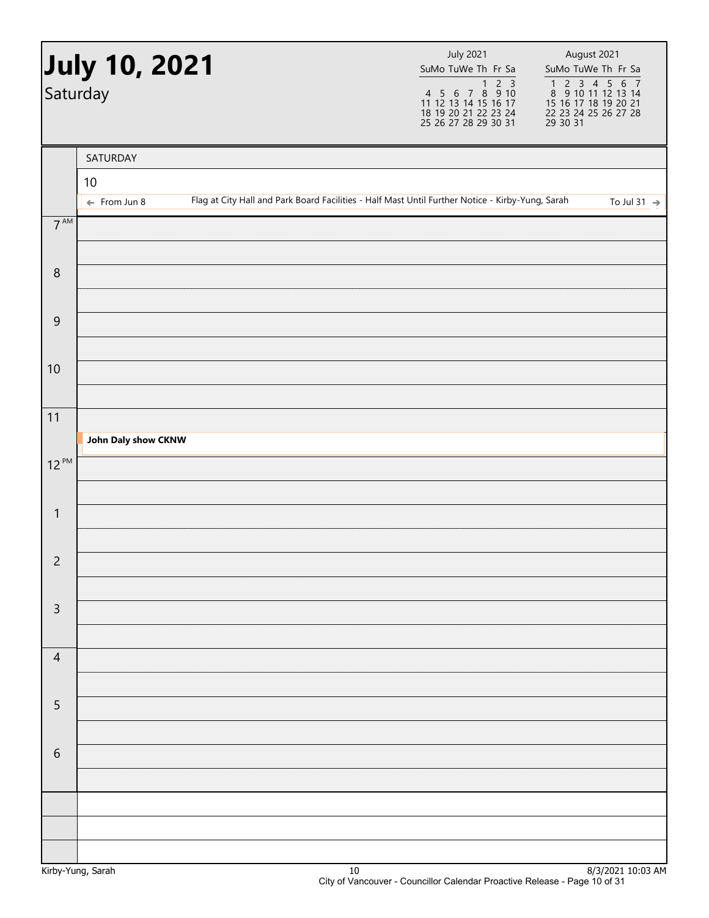# July 10, 2021

Saturday

| July 2021 | | | | | | |
|---|---|---|---|---|---|---|
| Su | Mo | Tu | We | Th | Fr | Sa |
| | | | | 1 | 2 | 3 |
| 4 | 5 | 6 | 7 | 8 | 9 | 10 |
| 11 | 12 | 13 | 14 | 15 | 16 | 17 |
| 18 | 19 | 20 | 21 | 22 | 23 | 24 |
| 25 | 26 | 27 | 28 | 29 | 30 | 31 |

| August 2021 | | | | | | |
|---|---|---|---|---|---|---|
| Su | Mo | Tu | We | Th | Fr | Sa |
| 1 | 2 | 3 | 4 | 5 | 6 | 7 |
| 8 | 9 | 10 | 11 | 12 | 13 | 14 |
| 15 | 16 | 17 | 18 | 19 | 20 | 21 |
| 22 | 23 | 24 | 25 | 26 | 27 | 28 |
| 29 | 30 | 31 | | | | |

SATURDAY

10

← From Jun 8 — Flag at City Hall and Park Board Facilities - Half Mast Until Further Notice - Kirby-Yung, Sarah — To Jul 31 →

| Time | Event |
|---|---|
| 7 AM | |
| 8 | |
| 9 | |
| 10 | |
| 11 | |
| 11:30 | **John Daly show CKNW** |
| 12 PM | |
| 1 | |
| 2 | |
| 3 | |
| 4 | |
| 5 | |
| 6 | |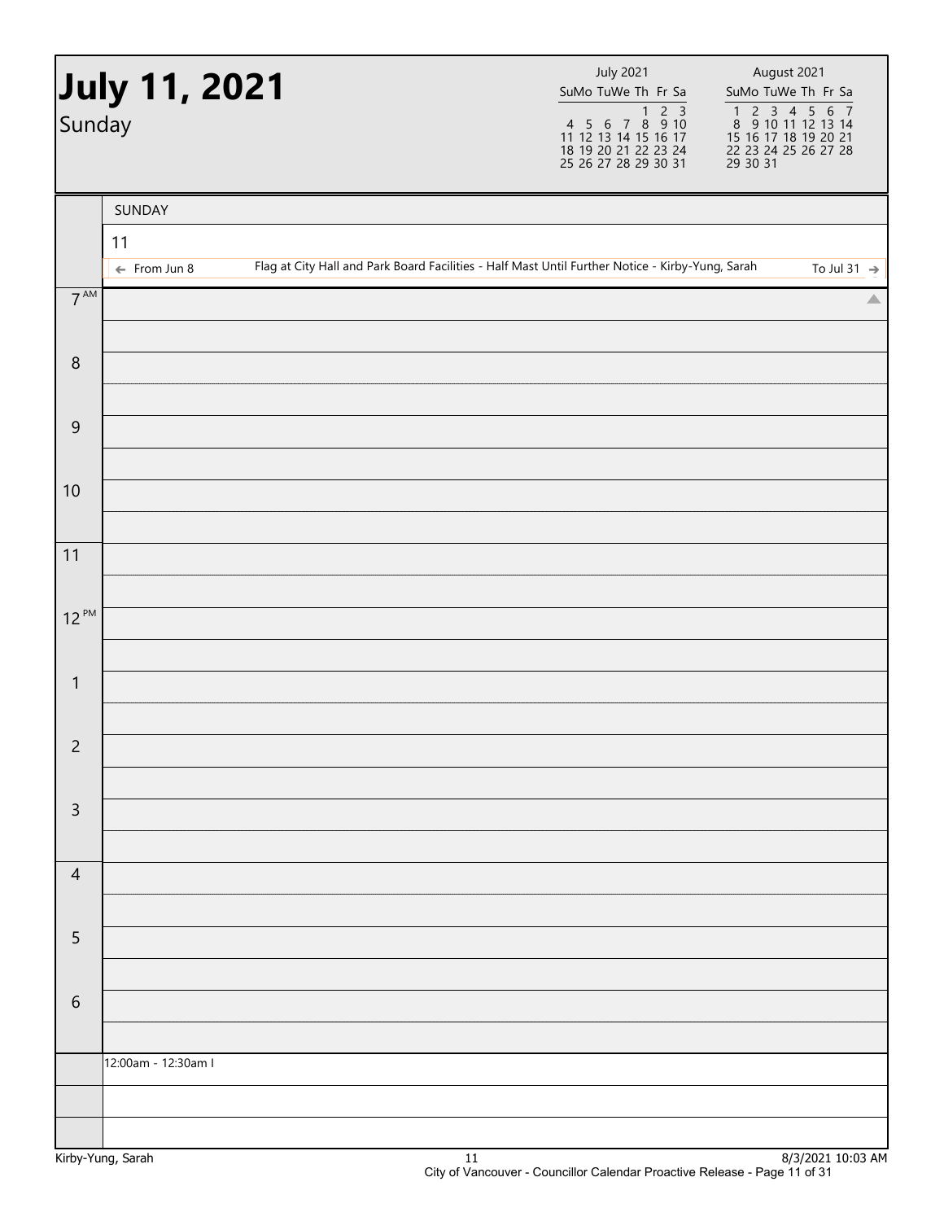# July 11, 2021

Sunday

| July 2021 | | | | | | |
|---|---|---|---|---|---|---|
| Su | Mo | Tu | We | Th | Fr | Sa |
| | | | | 1 | 2 | 3 |
| 4 | 5 | 6 | 7 | 8 | 9 | 10 |
| 11 | 12 | 13 | 14 | 15 | 16 | 17 |
| 18 | 19 | 20 | 21 | 22 | 23 | 24 |
| 25 | 26 | 27 | 28 | 29 | 30 | 31 |

| August 2021 | | | | | | |
|---|---|---|---|---|---|---|
| Su | Mo | Tu | We | Th | Fr | Sa |
| 1 | 2 | 3 | 4 | 5 | 6 | 7 |
| 8 | 9 | 10 | 11 | 12 | 13 | 14 |
| 15 | 16 | 17 | 18 | 19 | 20 | 21 |
| 22 | 23 | 24 | 25 | 26 | 27 | 28 |
| 29 | 30 | 31 | | | | |

SUNDAY

11

← From Jun 8 — Flag at City Hall and Park Board Facilities - Half Mast Until Further Notice - Kirby-Yung, Sarah — To Jul 31 →

| Time | |
|---|---|
| 7 AM | |
| 8 | |
| 9 | |
| 10 | |
| 11 | |
| 12 PM | |
| 1 | |
| 2 | |
| 3 | |
| 4 | |
| 5 | |
| 6 | |

12:00am - 12:30am I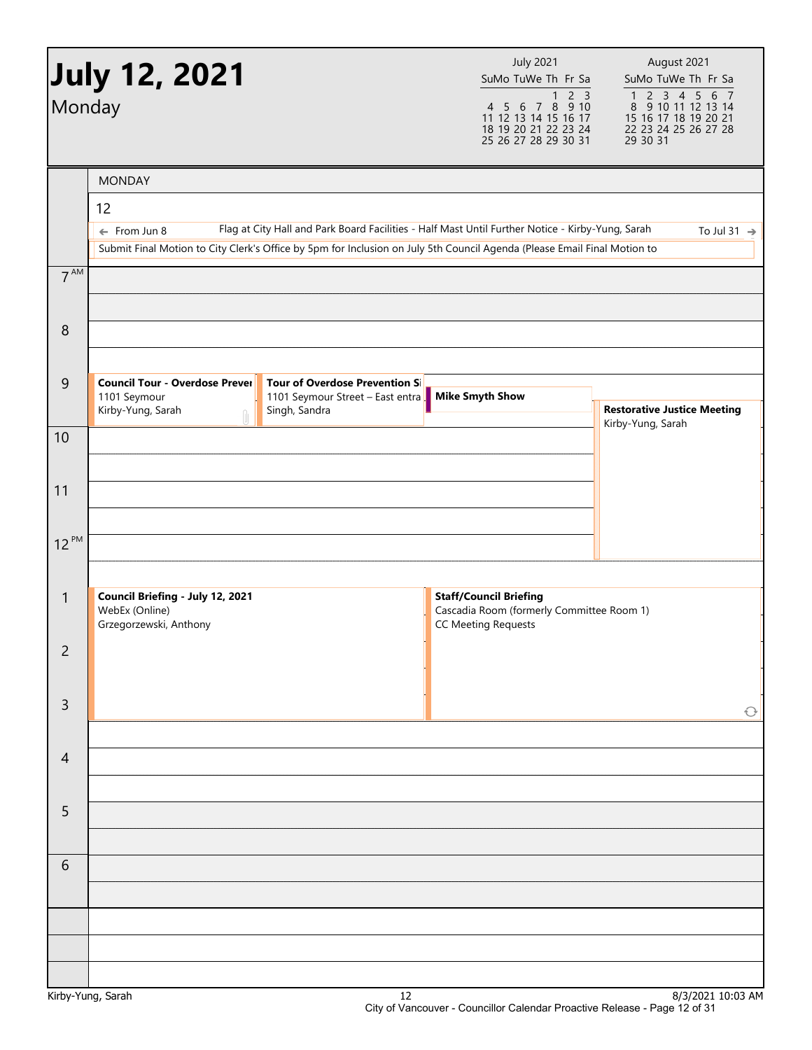# July 12, 2021

Monday

| July 2021 | | | | | | |
|---|---|---|---|---|---|---|
| Su | Mo | Tu | We | Th | Fr | Sa |
| | | | | 1 | 2 | 3 |
| 4 | 5 | 6 | 7 | 8 | 9 | 10 |
| 11 | 12 | 13 | 14 | 15 | 16 | 17 |
| 18 | 19 | 20 | 21 | 22 | 23 | 24 |
| 25 | 26 | 27 | 28 | 29 | 30 | 31 |

| August 2021 | | | | | | |
|---|---|---|---|---|---|---|
| Su | Mo | Tu | We | Th | Fr | Sa |
| 1 | 2 | 3 | 4 | 5 | 6 | 7 |
| 8 | 9 | 10 | 11 | 12 | 13 | 14 |
| 15 | 16 | 17 | 18 | 19 | 20 | 21 |
| 22 | 23 | 24 | 25 | 26 | 27 | 28 |
| 29 | 30 | 31 | | | | |

## MONDAY 12

- ← From Jun 8 — Flag at City Hall and Park Board Facilities - Half Mast Until Further Notice - Kirby-Yung, Sarah — To Jul 31 →
- Submit Final Motion to City Clerk's Office by 5pm for Inclusion on July 5th Council Agenda (Please Email Final Motion to

**9 AM**

- **Council Tour - Overdose Prever**
  1101 Seymour
  Kirby-Yung, Sarah
- **Tour of Overdose Prevention Si**
  1101 Seymour Street – East entra
  Singh, Sandra
- **Mike Smyth Show**
- **Restorative Justice Meeting**
  Kirby-Yung, Sarah

**1 PM**

- **Council Briefing - July 12, 2021**
  WebEx (Online)
  Grzegorzewski, Anthony
- **Staff/Council Briefing**
  Cascadia Room (formerly Committee Room 1)
  CC Meeting Requests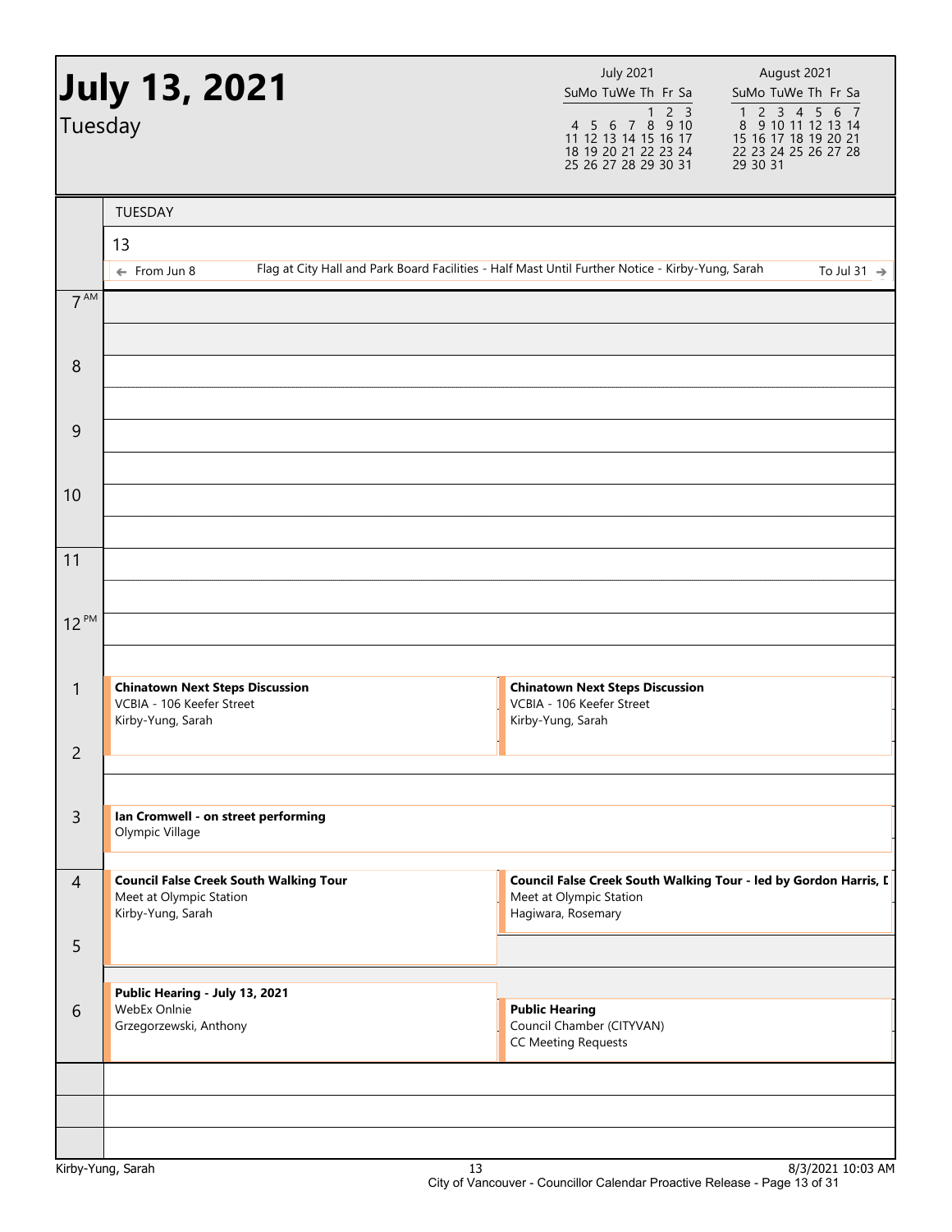# July 13, 2021

Tuesday

**TUESDAY 13**

← From Jun 8 — Flag at City Hall and Park Board Facilities - Half Mast Until Further Notice - Kirby-Yung, Sarah — To Jul 31 →

| Time | Event | Location | Organizer |
| --- | --- | --- | --- |
| 1:00 PM | **Chinatown Next Steps Discussion** | VCBIA - 106 Keefer Street | Kirby-Yung, Sarah |
| 1:00 PM | **Chinatown Next Steps Discussion** | VCBIA - 106 Keefer Street | Kirby-Yung, Sarah |
| 3:00 PM | **Ian Cromwell - on street performing** | Olympic Village | |
| 4:00 PM | **Council False Creek South Walking Tour** | Meet at Olympic Station | Kirby-Yung, Sarah |
| 4:00 PM | **Council False Creek South Walking Tour - led by Gordon Harris, D** | Meet at Olympic Station | Hagiwara, Rosemary |
| 5:30 PM | **Public Hearing - July 13, 2021** | WebEx Onlnie | Grzegorzewski, Anthony |
| 6:00 PM | **Public Hearing** | Council Chamber (CITYVAN) | CC Meeting Requests |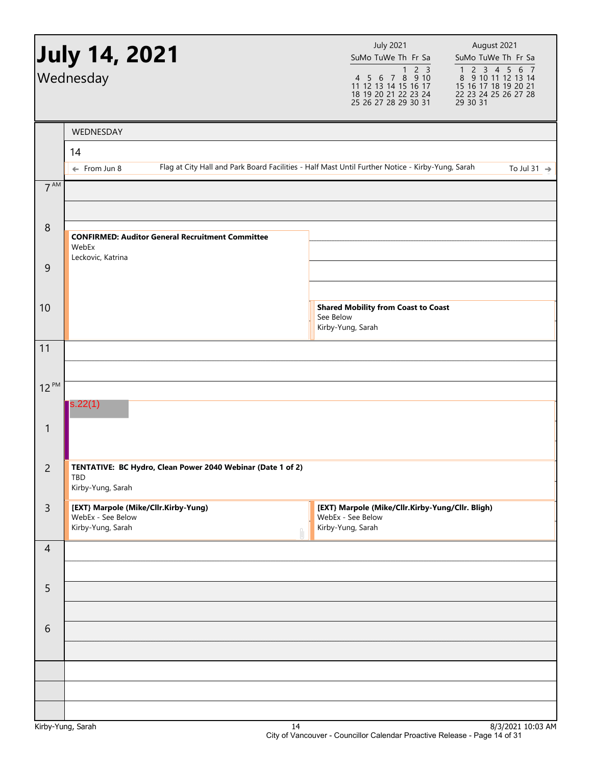# July 14, 2021

Wednesday

| July 2021 | | | | | | |
|---|---|---|---|---|---|---|
| Su | Mo | Tu | We | Th | Fr | Sa |
| | | | | 1 | 2 | 3 |
| 4 | 5 | 6 | 7 | 8 | 9 | 10 |
| 11 | 12 | 13 | 14 | 15 | 16 | 17 |
| 18 | 19 | 20 | 21 | 22 | 23 | 24 |
| 25 | 26 | 27 | 28 | 29 | 30 | 31 |

| August 2021 | | | | | | |
|---|---|---|---|---|---|---|
| Su | Mo | Tu | We | Th | Fr | Sa |
| 1 | 2 | 3 | 4 | 5 | 6 | 7 |
| 8 | 9 | 10 | 11 | 12 | 13 | 14 |
| 15 | 16 | 17 | 18 | 19 | 20 | 21 |
| 22 | 23 | 24 | 25 | 26 | 27 | 28 |
| 29 | 30 | 31 | | | | |

WEDNESDAY

14

← From Jun 8 — Flag at City Hall and Park Board Facilities - Half Mast Until Further Notice - Kirby-Yung, Sarah — To Jul 31 →

| Time | Events |
|---|---|
| 7 AM | |
| 8 | **CONFIRMED: Auditor General Recruitment Committee** WebEx Leckovic, Katrina |
| 9 | |
| 10 | **Shared Mobility from Coast to Coast** See Below Kirby-Yung, Sarah |
| 11 | |
| 12 PM | s.22(1) |
| 1 | |
| 2 | **TENTATIVE: BC Hydro, Clean Power 2040 Webinar (Date 1 of 2)** TBD Kirby-Yung, Sarah |
| 3 | **[EXT} Marpole (Mike/Cllr.Kirby-Yung)** WebEx - See Below Kirby-Yung, Sarah |
| 3 | **[EXT} Marpole (Mike/Cllr.Kirby-Yung/Cllr. Bligh)** WebEx - See Below Kirby-Yung, Sarah |
| 4 | |
| 5 | |
| 6 | |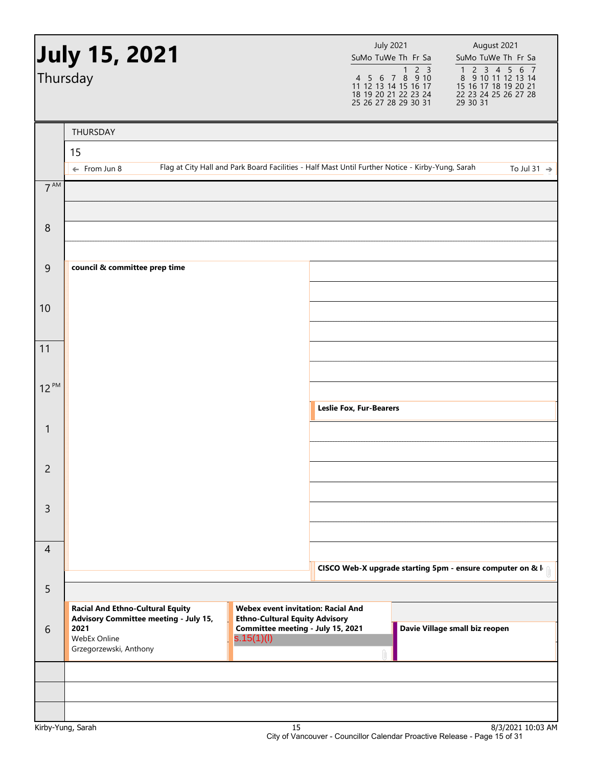# July 15, 2021

Thursday

| July 2021 | | | | | | |
|---|---|---|---|---|---|---|
| Su | Mo | Tu | We | Th | Fr | Sa |
| | | | | 1 | 2 | 3 |
| 4 | 5 | 6 | 7 | 8 | 9 | 10 |
| 11 | 12 | 13 | 14 | 15 | 16 | 17 |
| 18 | 19 | 20 | 21 | 22 | 23 | 24 |
| 25 | 26 | 27 | 28 | 29 | 30 | 31 |

| August 2021 | | | | | | |
|---|---|---|---|---|---|---|
| Su | Mo | Tu | We | Th | Fr | Sa |
| 1 | 2 | 3 | 4 | 5 | 6 | 7 |
| 8 | 9 | 10 | 11 | 12 | 13 | 14 |
| 15 | 16 | 17 | 18 | 19 | 20 | 21 |
| 22 | 23 | 24 | 25 | 26 | 27 | 28 |
| 29 | 30 | 31 | | | | |

THURSDAY

15

← From Jun 8 — Flag at City Hall and Park Board Facilities - Half Mast Until Further Notice - Kirby-Yung, Sarah — To Jul 31 →

| Time | Event |
|---|---|
| 7 AM | |
| 8 | |
| 9 | **council & committee prep time** (9:00 AM – 4:30 PM) |
| 12:30 PM | **Leslie Fox, Fur-Bearers** |
| 4:30 PM | **CISCO Web-X upgrade starting 5pm - ensure computer on & l** |
| 5:30 PM | **Racial And Ethno-Cultural Equity Advisory Committee meeting - July 15, 2021** WebEx Online Grzegorzewski, Anthony |
| 5:30 PM | **Webex event invitation: Racial And Ethno-Cultural Equity Advisory Committee meeting - July 15, 2021** s.15(1)(l) |
| 6 PM | **Davie Village small biz reopen** |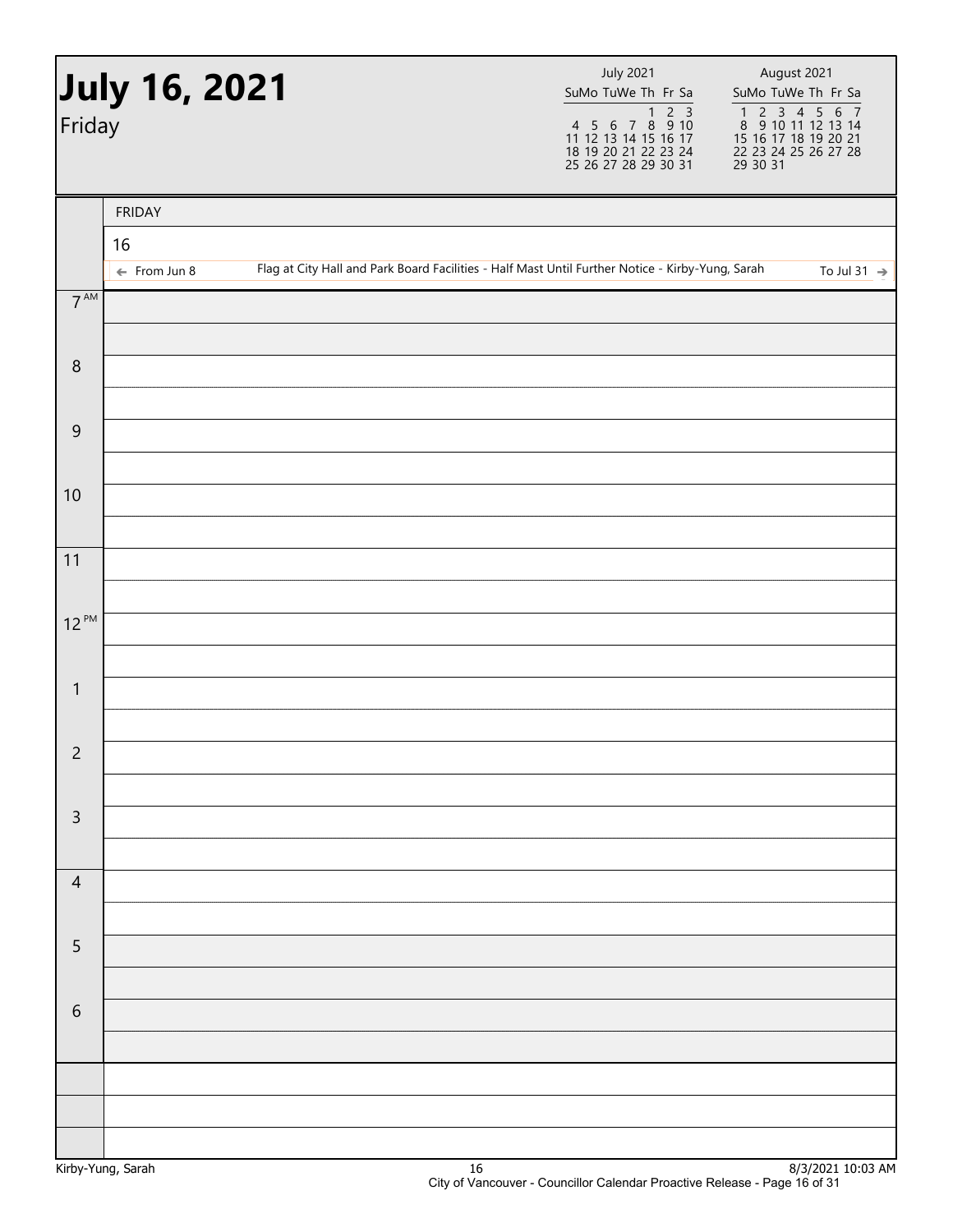# July 16, 2021

Friday

| July 2021 | | | | | | |
|---|---|---|---|---|---|---|
| Su | Mo | Tu | We | Th | Fr | Sa |
| | | | | 1 | 2 | 3 |
| 4 | 5 | 6 | 7 | 8 | 9 | 10 |
| 11 | 12 | 13 | 14 | 15 | 16 | 17 |
| 18 | 19 | 20 | 21 | 22 | 23 | 24 |
| 25 | 26 | 27 | 28 | 29 | 30 | 31 |

| August 2021 | | | | | | |
|---|---|---|---|---|---|---|
| Su | Mo | Tu | We | Th | Fr | Sa |
| 1 | 2 | 3 | 4 | 5 | 6 | 7 |
| 8 | 9 | 10 | 11 | 12 | 13 | 14 |
| 15 | 16 | 17 | 18 | 19 | 20 | 21 |
| 22 | 23 | 24 | 25 | 26 | 27 | 28 |
| 29 | 30 | 31 | | | | |

FRIDAY

16

← From Jun 8 — Flag at City Hall and Park Board Facilities - Half Mast Until Further Notice - Kirby-Yung, Sarah — To Jul 31 →

| Time | |
|---|---|
| 7 AM | |
| 8 | |
| 9 | |
| 10 | |
| 11 | |
| 12 PM | |
| 1 | |
| 2 | |
| 3 | |
| 4 | |
| 5 | |
| 6 | |

Kirby-Yung, Sarah

8/3/2021 10:03 AM

City of Vancouver - Councillor Calendar Proactive Release - Page 16 of 31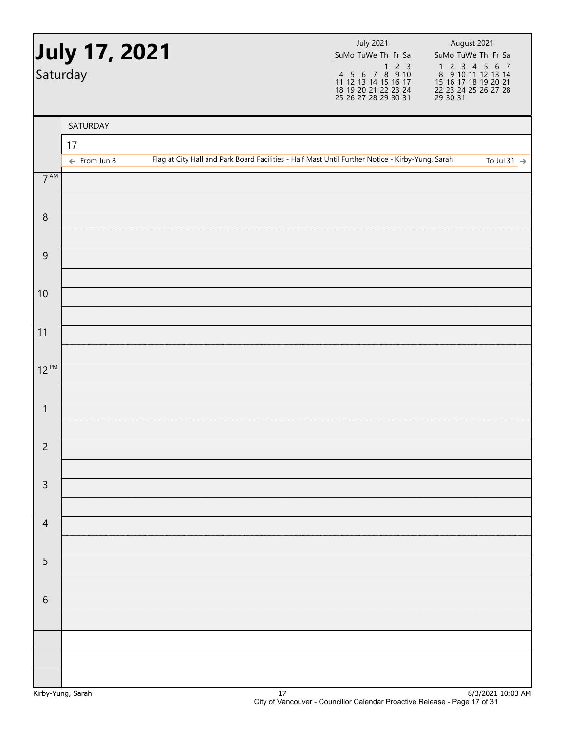# July 17, 2021

Saturday

| July 2021 | | | | | | |
|---|---|---|---|---|---|---|
| Su | Mo | Tu | We | Th | Fr | Sa |
| | | | | 1 | 2 | 3 |
| 4 | 5 | 6 | 7 | 8 | 9 | 10 |
| 11 | 12 | 13 | 14 | 15 | 16 | 17 |
| 18 | 19 | 20 | 21 | 22 | 23 | 24 |
| 25 | 26 | 27 | 28 | 29 | 30 | 31 |

| August 2021 | | | | | | |
|---|---|---|---|---|---|---|
| Su | Mo | Tu | We | Th | Fr | Sa |
| 1 | 2 | 3 | 4 | 5 | 6 | 7 |
| 8 | 9 | 10 | 11 | 12 | 13 | 14 |
| 15 | 16 | 17 | 18 | 19 | 20 | 21 |
| 22 | 23 | 24 | 25 | 26 | 27 | 28 |
| 29 | 30 | 31 | | | | |

SATURDAY

17

← From Jun 8 — Flag at City Hall and Park Board Facilities - Half Mast Until Further Notice - Kirby-Yung, Sarah — To Jul 31 →

| Time | |
|---|---|
| 7 AM | |
| 8 | |
| 9 | |
| 10 | |
| 11 | |
| 12 PM | |
| 1 | |
| 2 | |
| 3 | |
| 4 | |
| 5 | |
| 6 | |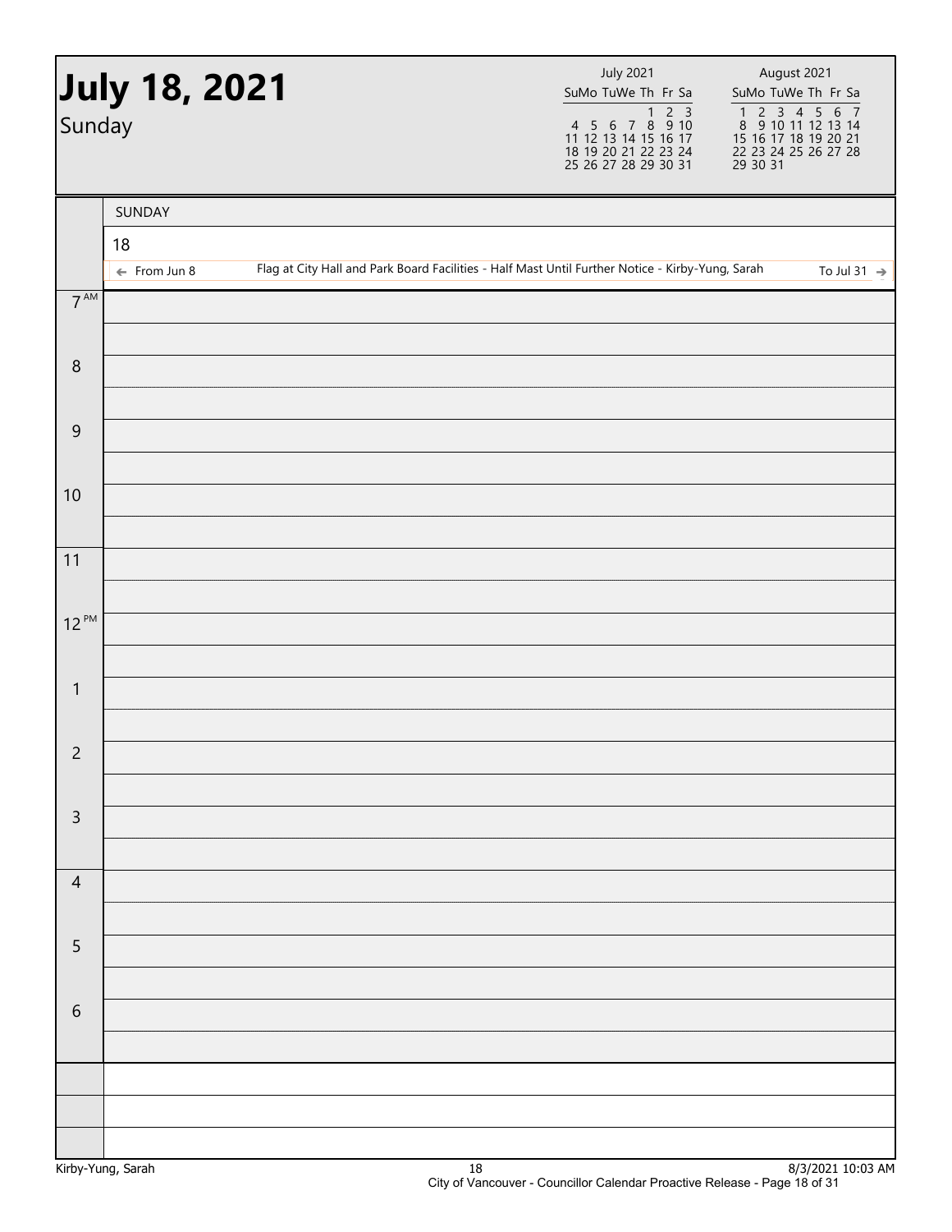# July 18, 2021

Sunday

| July 2021 | | | | | | |
|---|---|---|---|---|---|---|
| Su | Mo | Tu | We | Th | Fr | Sa |
| | | | | 1 | 2 | 3 |
| 4 | 5 | 6 | 7 | 8 | 9 | 10 |
| 11 | 12 | 13 | 14 | 15 | 16 | 17 |
| 18 | 19 | 20 | 21 | 22 | 23 | 24 |
| 25 | 26 | 27 | 28 | 29 | 30 | 31 |

| August 2021 | | | | | | |
|---|---|---|---|---|---|---|
| Su | Mo | Tu | We | Th | Fr | Sa |
| 1 | 2 | 3 | 4 | 5 | 6 | 7 |
| 8 | 9 | 10 | 11 | 12 | 13 | 14 |
| 15 | 16 | 17 | 18 | 19 | 20 | 21 |
| 22 | 23 | 24 | 25 | 26 | 27 | 28 |
| 29 | 30 | 31 | | | | |

SUNDAY

18

← From Jun 8 — Flag at City Hall and Park Board Facilities - Half Mast Until Further Notice - Kirby-Yung, Sarah — To Jul 31 →

| Time | |
|---|---|
| 7 AM | |
| 8 | |
| 9 | |
| 10 | |
| 11 | |
| 12 PM | |
| 1 | |
| 2 | |
| 3 | |
| 4 | |
| 5 | |
| 6 | |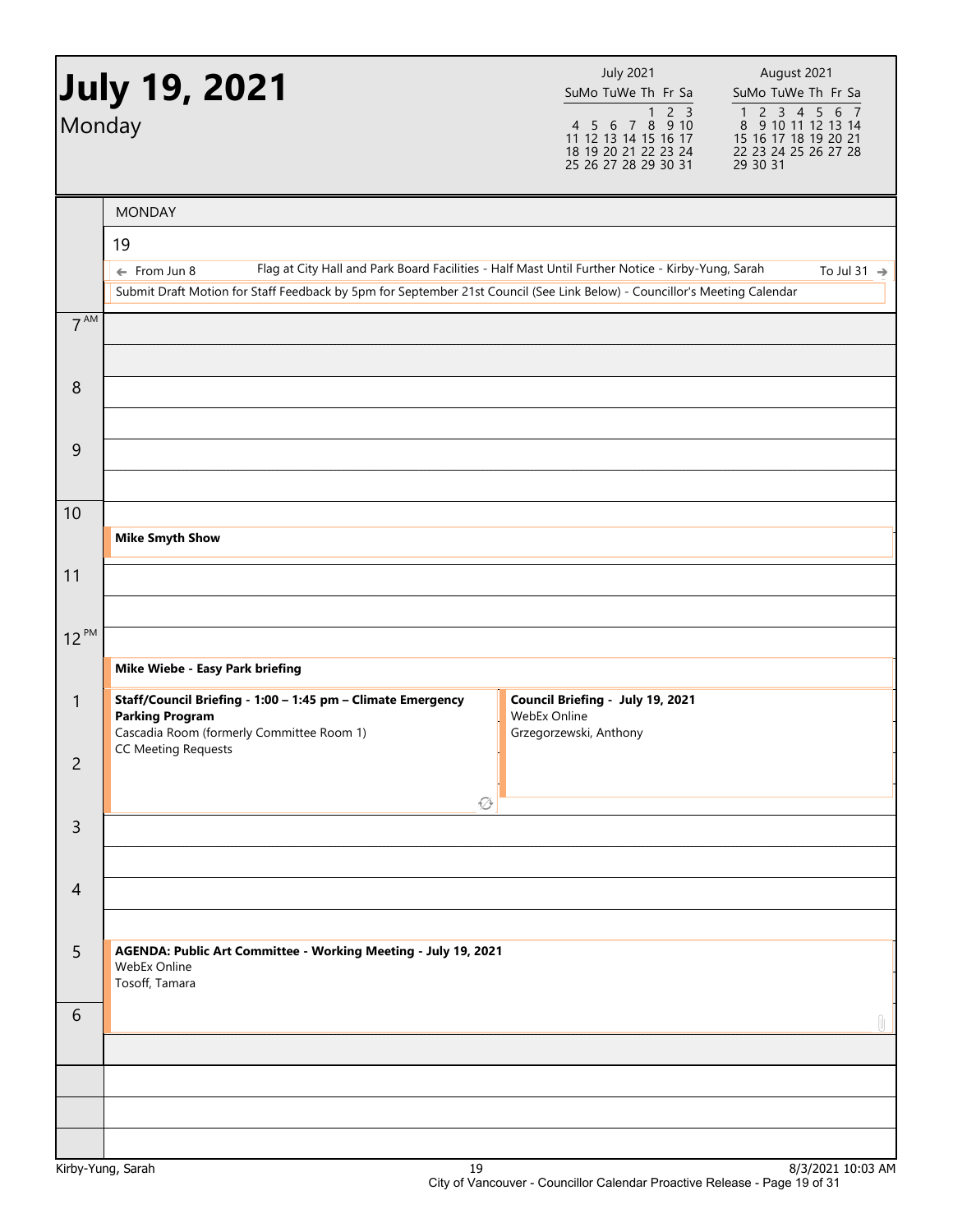# July 19, 2021

Monday

| July 2021 | | | | | | |
|---|---|---|---|---|---|---|
| Su | Mo | Tu | We | Th | Fr | Sa |
| | | | | 1 | 2 | 3 |
| 4 | 5 | 6 | 7 | 8 | 9 | 10 |
| 11 | 12 | 13 | 14 | 15 | 16 | 17 |
| 18 | 19 | 20 | 21 | 22 | 23 | 24 |
| 25 | 26 | 27 | 28 | 29 | 30 | 31 |

| August 2021 | | | | | | |
|---|---|---|---|---|---|---|
| Su | Mo | Tu | We | Th | Fr | Sa |
| 1 | 2 | 3 | 4 | 5 | 6 | 7 |
| 8 | 9 | 10 | 11 | 12 | 13 | 14 |
| 15 | 16 | 17 | 18 | 19 | 20 | 21 |
| 22 | 23 | 24 | 25 | 26 | 27 | 28 |
| 29 | 30 | 31 | | | | |

## MONDAY 19

- ← From Jun 8 — Flag at City Hall and Park Board Facilities - Half Mast Until Further Notice - Kirby-Yung, Sarah — To Jul 31 →
- Submit Draft Motion for Staff Feedback by 5pm for September 21st Council (See Link Below) - Councillor's Meeting Calendar

**10:30 AM**
**Mike Smyth Show**

**12:30 PM**
**Mike Wiebe - Easy Park briefing**

**1:00 PM**
**Staff/Council Briefing - 1:00 – 1:45 pm – Climate Emergency Parking Program**
Cascadia Room (formerly Committee Room 1)
CC Meeting Requests

**1:00 PM**
**Council Briefing - July 19, 2021**
WebEx Online
Grzegorzewski, Anthony

**5:00 PM**
**AGENDA: Public Art Committee - Working Meeting - July 19, 2021**
WebEx Online
Tosoff, Tamara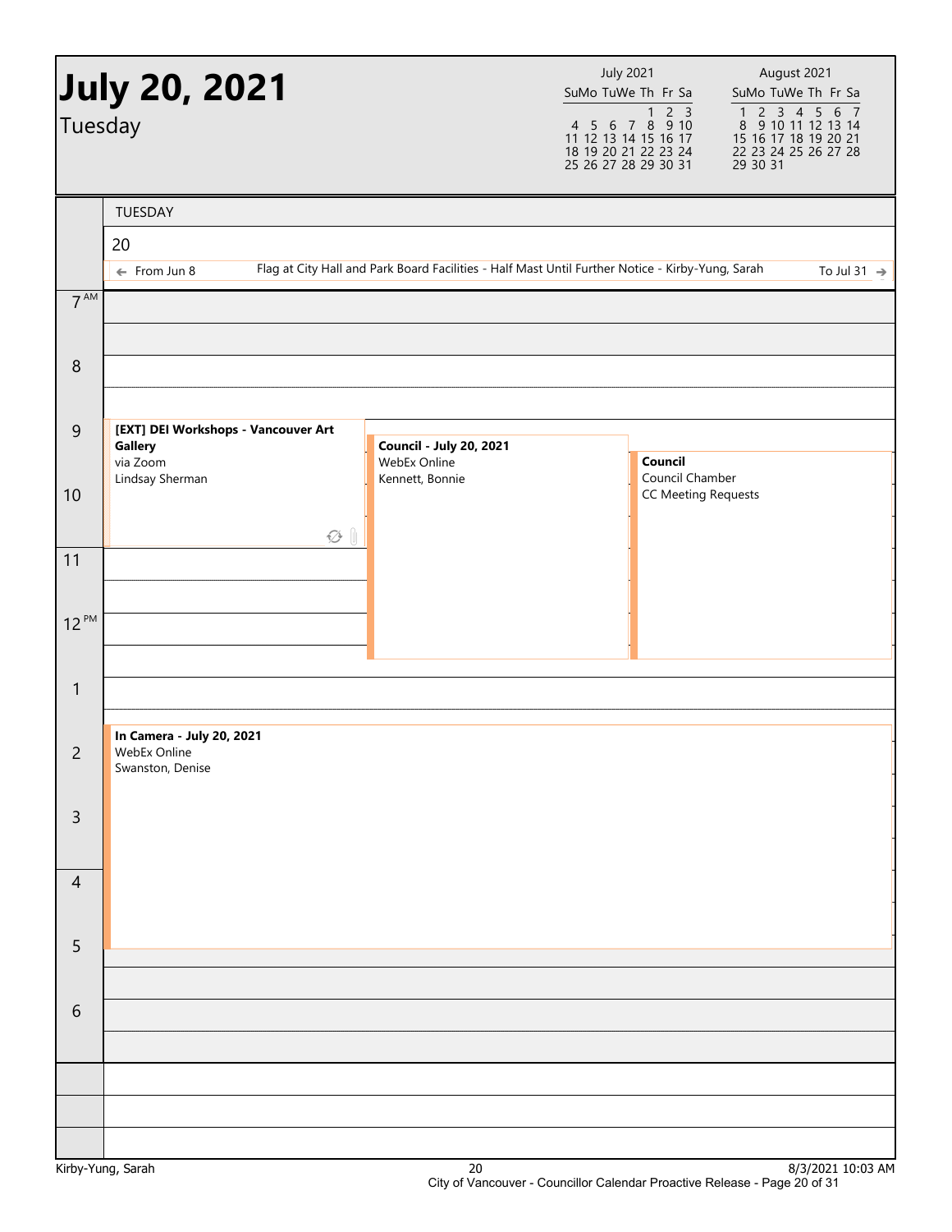# July 20, 2021

Tuesday

| July 2021 | | | | | | |
|---|---|---|---|---|---|---|
| Su | Mo | Tu | We | Th | Fr | Sa |
| | | | | 1 | 2 | 3 |
| 4 | 5 | 6 | 7 | 8 | 9 | 10 |
| 11 | 12 | 13 | 14 | 15 | 16 | 17 |
| 18 | 19 | 20 | 21 | 22 | 23 | 24 |
| 25 | 26 | 27 | 28 | 29 | 30 | 31 |

| August 2021 | | | | | | |
|---|---|---|---|---|---|---|
| Su | Mo | Tu | We | Th | Fr | Sa |
| 1 | 2 | 3 | 4 | 5 | 6 | 7 |
| 8 | 9 | 10 | 11 | 12 | 13 | 14 |
| 15 | 16 | 17 | 18 | 19 | 20 | 21 |
| 22 | 23 | 24 | 25 | 26 | 27 | 28 |
| 29 | 30 | 31 | | | | |

## TUESDAY 20

← From Jun 8 — Flag at City Hall and Park Board Facilities - Half Mast Until Further Notice - Kirby-Yung, Sarah — To Jul 31 →

**9:00 AM – 11:00 AM**
**[EXT] DEI Workshops - Vancouver Art Gallery**
via Zoom
Lindsay Sherman

**9:30 AM – 12:30 PM**
**Council - July 20, 2021**
WebEx Online
Kennett, Bonnie

**9:30 AM – 12:30 PM**
**Council**
Council Chamber
CC Meeting Requests

**1:30 PM – 5:00 PM**
**In Camera - July 20, 2021**
WebEx Online
Swanston, Denise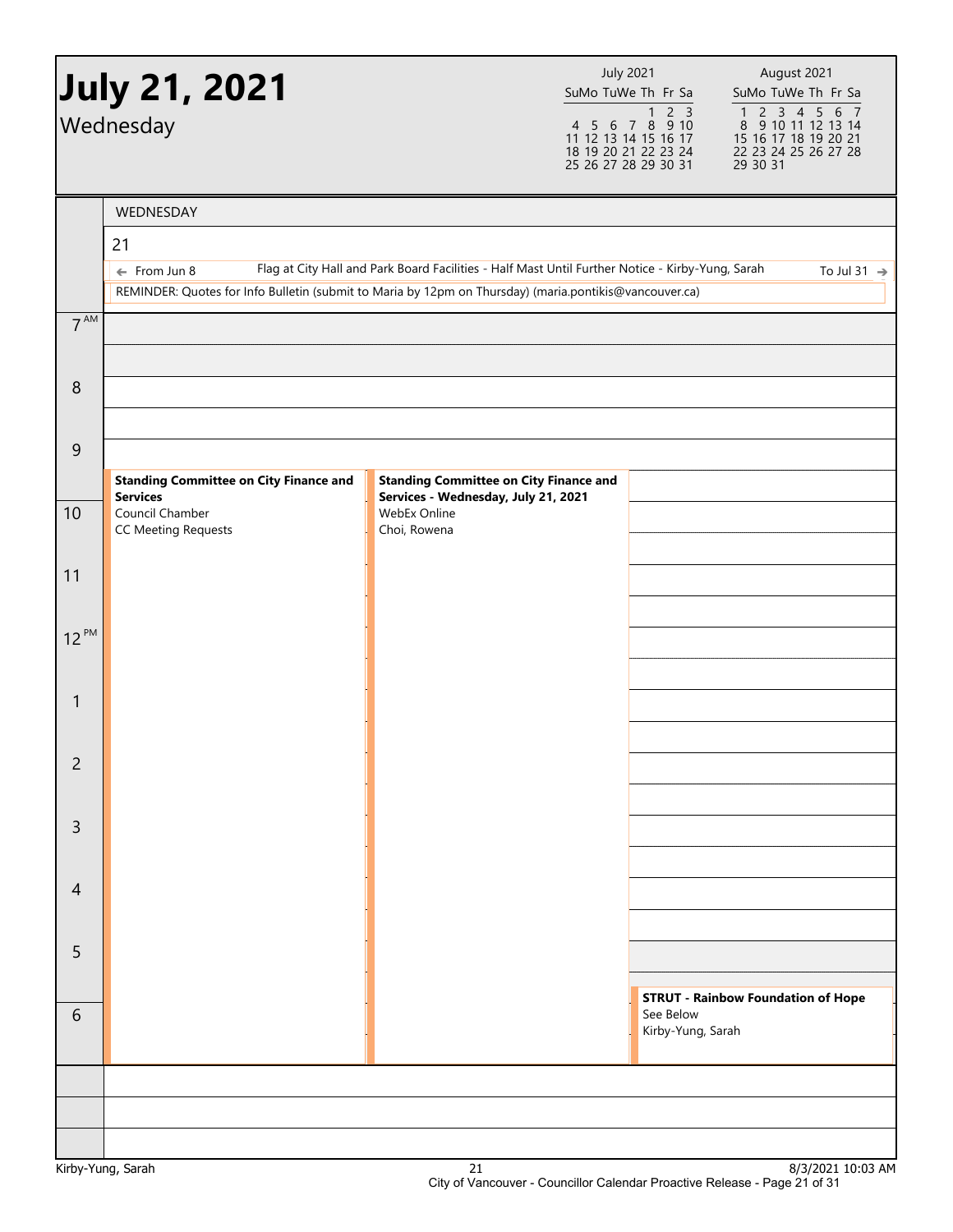# July 21, 2021

Wednesday

| July 2021 | | | | | | |
|---|---|---|---|---|---|---|
| Su | Mo | Tu | We | Th | Fr | Sa |
| | | | | 1 | 2 | 3 |
| 4 | 5 | 6 | 7 | 8 | 9 | 10 |
| 11 | 12 | 13 | 14 | 15 | 16 | 17 |
| 18 | 19 | 20 | 21 | 22 | 23 | 24 |
| 25 | 26 | 27 | 28 | 29 | 30 | 31 |

| August 2021 | | | | | | |
|---|---|---|---|---|---|---|
| Su | Mo | Tu | We | Th | Fr | Sa |
| 1 | 2 | 3 | 4 | 5 | 6 | 7 |
| 8 | 9 | 10 | 11 | 12 | 13 | 14 |
| 15 | 16 | 17 | 18 | 19 | 20 | 21 |
| 22 | 23 | 24 | 25 | 26 | 27 | 28 |
| 29 | 30 | 31 | | | | |

## WEDNESDAY 21

- ← From Jun 8 — Flag at City Hall and Park Board Facilities - Half Mast Until Further Notice - Kirby-Yung, Sarah — To Jul 31 →
- REMINDER: Quotes for Info Bulletin (submit to Maria by 12pm on Thursday) (maria.pontikis@vancouver.ca)

**9:30 AM – 6:30 PM**

**Standing Committee on City Finance and Services**
Council Chamber
CC Meeting Requests

**9:30 AM – 6:30 PM**

**Standing Committee on City Finance and Services - Wednesday, July 21, 2021**
WebEx Online
Choi, Rowena

**5:30 PM – 6:30 PM**

**STRUT - Rainbow Foundation of Hope**
See Below
Kirby-Yung, Sarah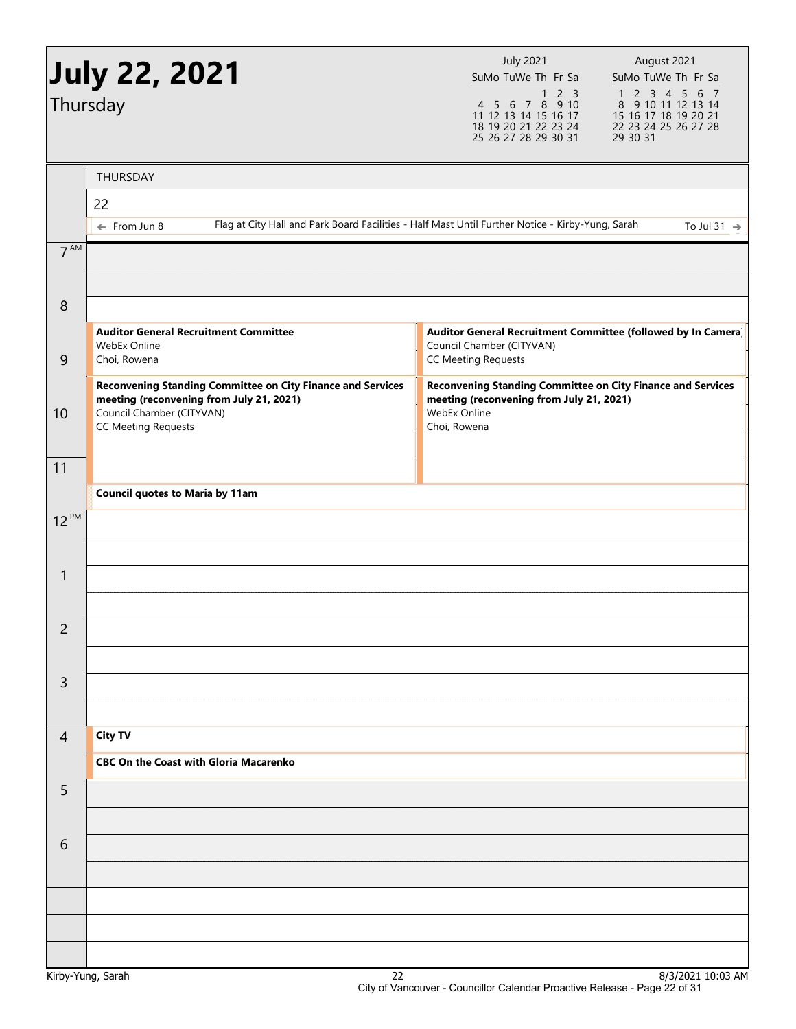# July 22, 2021

Thursday

| July 2021 | | | | | | |
|---|---|---|---|---|---|---|
| Su | Mo | Tu | We | Th | Fr | Sa |
| | | | | 1 | 2 | 3 |
| 4 | 5 | 6 | 7 | 8 | 9 | 10 |
| 11 | 12 | 13 | 14 | 15 | 16 | 17 |
| 18 | 19 | 20 | 21 | 22 | 23 | 24 |
| 25 | 26 | 27 | 28 | 29 | 30 | 31 |

| August 2021 | | | | | | |
|---|---|---|---|---|---|---|
| Su | Mo | Tu | We | Th | Fr | Sa |
| 1 | 2 | 3 | 4 | 5 | 6 | 7 |
| 8 | 9 | 10 | 11 | 12 | 13 | 14 |
| 15 | 16 | 17 | 18 | 19 | 20 | 21 |
| 22 | 23 | 24 | 25 | 26 | 27 | 28 |
| 29 | 30 | 31 | | | | |

THURSDAY

22

← From Jun 8 — Flag at City Hall and Park Board Facilities - Half Mast Until Further Notice - Kirby-Yung, Sarah — To Jul 31 →

| Time | Events | |
|---|---|---|
| 7 AM | | |
| 8 | **Auditor General Recruitment Committee**<br>WebEx Online<br>Choi, Rowena | **Auditor General Recruitment Committee (followed by In Camera)**<br>Council Chamber (CITYVAN)<br>CC Meeting Requests |
| 9 | | |
| 10 | **Reconvening Standing Committee on City Finance and Services meeting (reconvening from July 21, 2021)**<br>Council Chamber (CITYVAN)<br>CC Meeting Requests | **Reconvening Standing Committee on City Finance and Services meeting (reconvening from July 21, 2021)**<br>WebEx Online<br>Choi, Rowena |
| 11 | **Council quotes to Maria by 11am** | |
| 12 PM | | |
| 1 | | |
| 2 | | |
| 3 | | |
| 4 | **City TV** | |
| | **CBC On the Coast with Gloria Macarenko** | |
| 5 | | |
| 6 | | |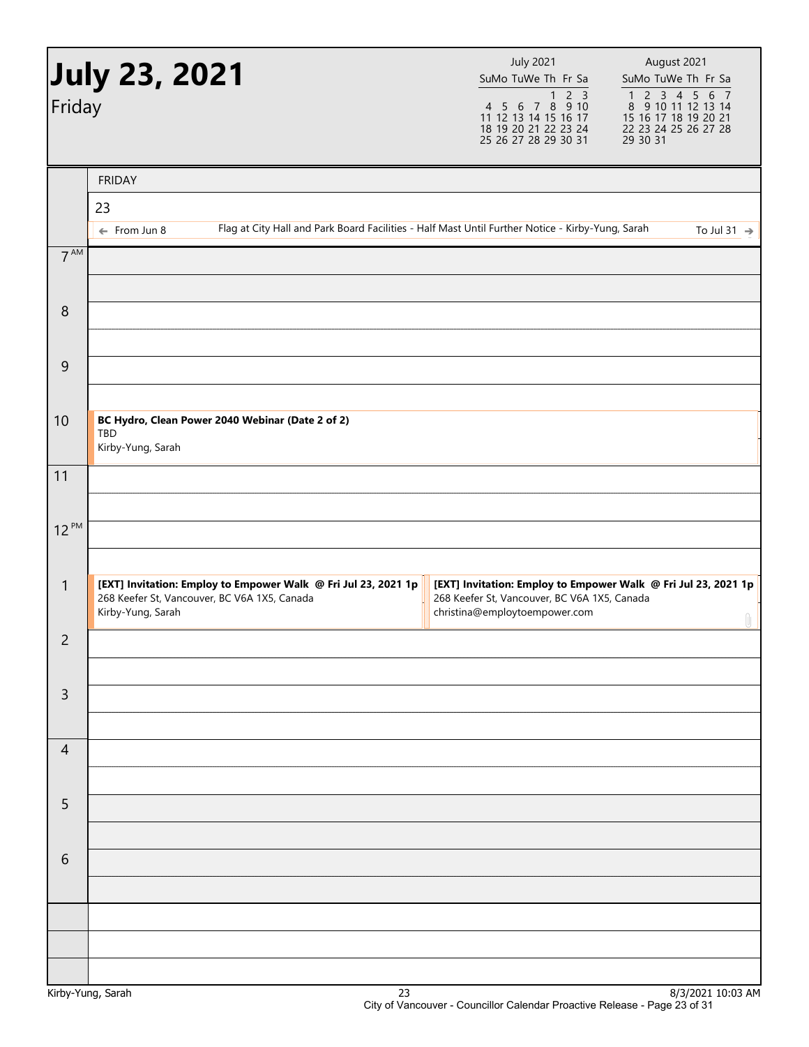# July 23, 2021

Friday

| July 2021 | | | | | | |
|---|---|---|---|---|---|---|
| Su | Mo | Tu | We | Th | Fr | Sa |
| | | | | 1 | 2 | 3 |
| 4 | 5 | 6 | 7 | 8 | 9 | 10 |
| 11 | 12 | 13 | 14 | 15 | 16 | 17 |
| 18 | 19 | 20 | 21 | 22 | 23 | 24 |
| 25 | 26 | 27 | 28 | 29 | 30 | 31 |

| August 2021 | | | | | | |
|---|---|---|---|---|---|---|
| Su | Mo | Tu | We | Th | Fr | Sa |
| 1 | 2 | 3 | 4 | 5 | 6 | 7 |
| 8 | 9 | 10 | 11 | 12 | 13 | 14 |
| 15 | 16 | 17 | 18 | 19 | 20 | 21 |
| 22 | 23 | 24 | 25 | 26 | 27 | 28 |
| 29 | 30 | 31 | | | | |

FRIDAY

23

← From Jun 8 — Flag at City Hall and Park Board Facilities - Half Mast Until Further Notice - Kirby-Yung, Sarah — To Jul 31 →

| Time | Events |
|---|---|
| 7 AM | |
| 8 | |
| 9 | |
| 10 | **BC Hydro, Clean Power 2040 Webinar (Date 2 of 2)**<br>TBD<br>Kirby-Yung, Sarah |
| 11 | |
| 12 PM | |
| 1 | **[EXT] Invitation: Employ to Empower Walk @ Fri Jul 23, 2021 1p**<br>268 Keefer St, Vancouver, BC V6A 1X5, Canada<br>Kirby-Yung, Sarah |
| 1 | **[EXT] Invitation: Employ to Empower Walk @ Fri Jul 23, 2021 1p**<br>268 Keefer St, Vancouver, BC V6A 1X5, Canada<br>christina@employtoempower.com |
| 2 | |
| 3 | |
| 4 | |
| 5 | |
| 6 | |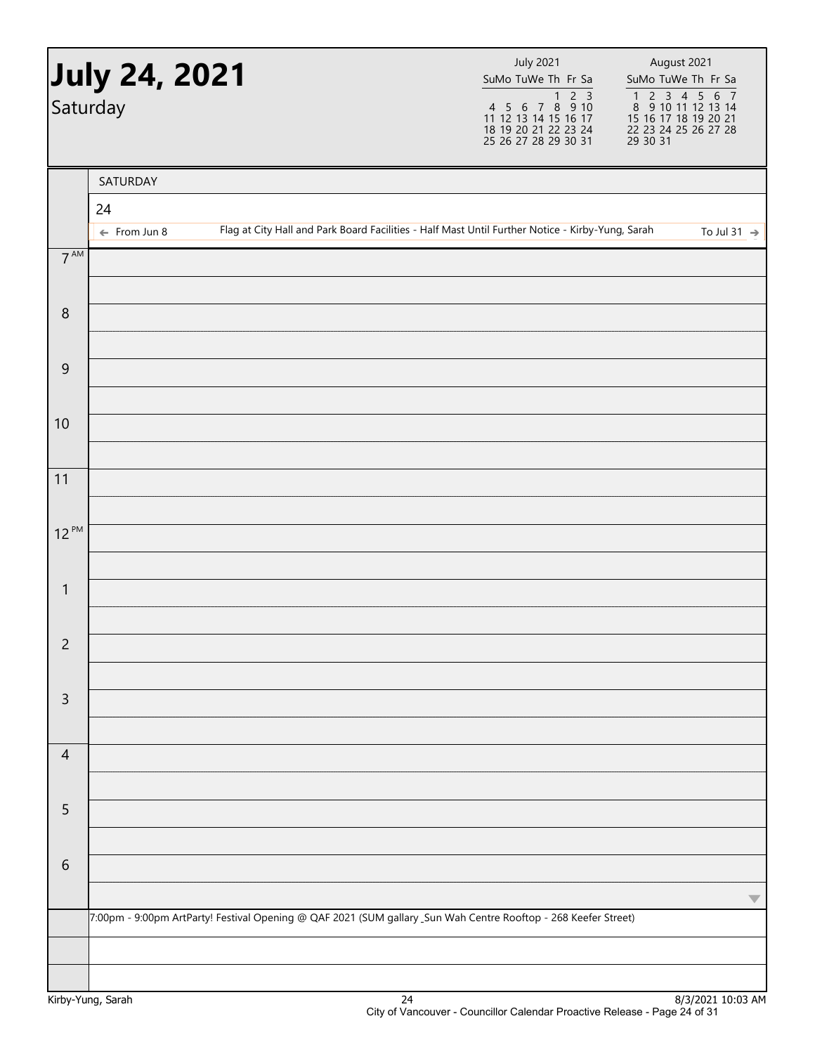# July 24, 2021

Saturday

| July 2021 | | | | | | |
|---|---|---|---|---|---|---|
| Su | Mo | Tu | We | Th | Fr | Sa |
| | | | | 1 | 2 | 3 |
| 4 | 5 | 6 | 7 | 8 | 9 | 10 |
| 11 | 12 | 13 | 14 | 15 | 16 | 17 |
| 18 | 19 | 20 | 21 | 22 | 23 | 24 |
| 25 | 26 | 27 | 28 | 29 | 30 | 31 |

| August 2021 | | | | | | |
|---|---|---|---|---|---|---|
| Su | Mo | Tu | We | Th | Fr | Sa |
| 1 | 2 | 3 | 4 | 5 | 6 | 7 |
| 8 | 9 | 10 | 11 | 12 | 13 | 14 |
| 15 | 16 | 17 | 18 | 19 | 20 | 21 |
| 22 | 23 | 24 | 25 | 26 | 27 | 28 |
| 29 | 30 | 31 | | | | |

SATURDAY

24

← From Jun 8 — Flag at City Hall and Park Board Facilities - Half Mast Until Further Notice - Kirby-Yung, Sarah — To Jul 31 →

| Time | Event |
|---|---|
| 7 AM | |
| 8 | |
| 9 | |
| 10 | |
| 11 | |
| 12 PM | |
| 1 | |
| 2 | |
| 3 | |
| 4 | |
| 5 | |
| 6 | |

7:00pm - 9:00pm ArtParty! Festival Opening @ QAF 2021 (SUM gallary _Sun Wah Centre Rooftop - 268 Keefer Street)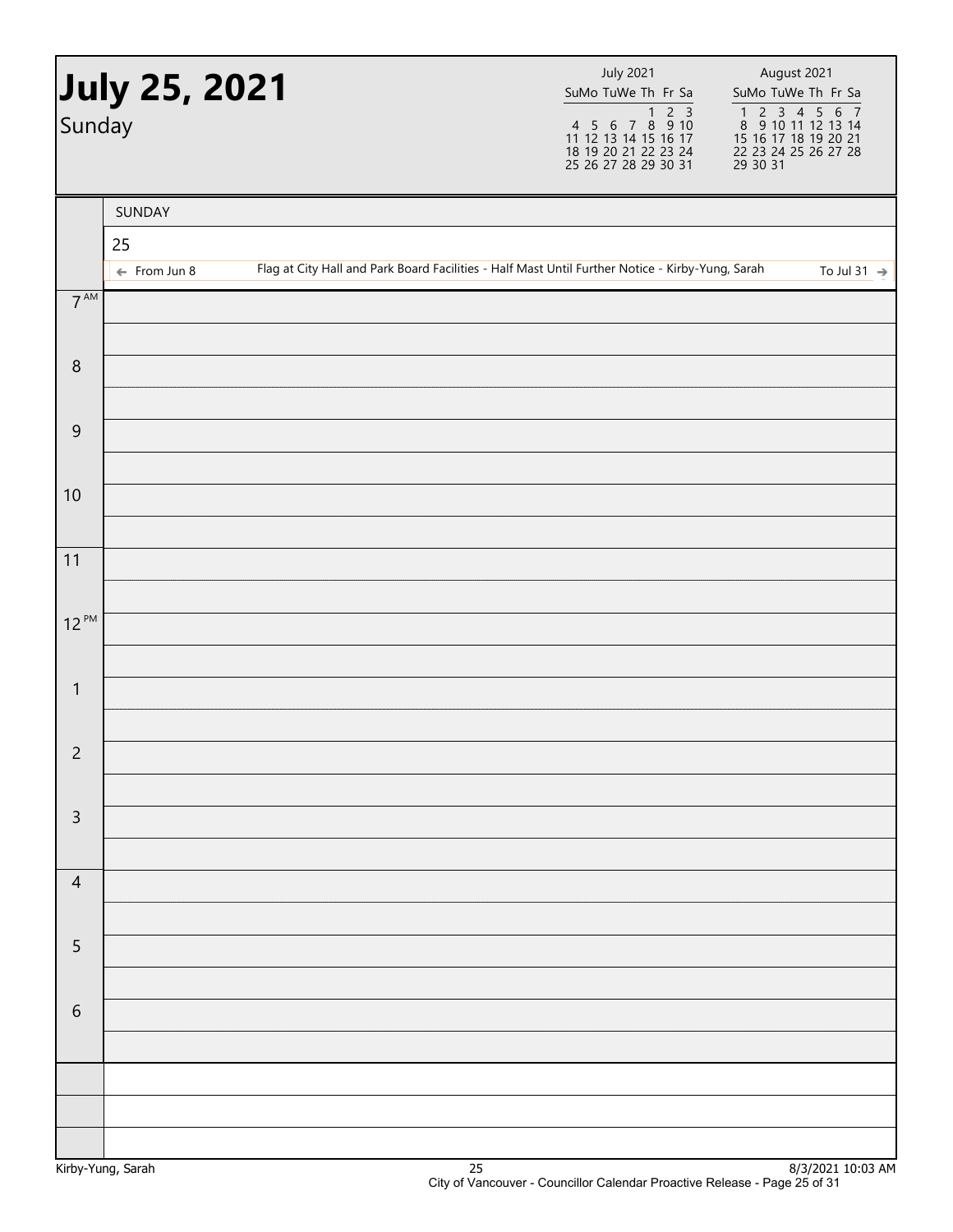# July 25, 2021

Sunday

| July 2021 | | | | | | |
|---|---|---|---|---|---|---|
| Su | Mo | Tu | We | Th | Fr | Sa |
| | | | | 1 | 2 | 3 |
| 4 | 5 | 6 | 7 | 8 | 9 | 10 |
| 11 | 12 | 13 | 14 | 15 | 16 | 17 |
| 18 | 19 | 20 | 21 | 22 | 23 | 24 |
| 25 | 26 | 27 | 28 | 29 | 30 | 31 |

| August 2021 | | | | | | |
|---|---|---|---|---|---|---|
| Su | Mo | Tu | We | Th | Fr | Sa |
| 1 | 2 | 3 | 4 | 5 | 6 | 7 |
| 8 | 9 | 10 | 11 | 12 | 13 | 14 |
| 15 | 16 | 17 | 18 | 19 | 20 | 21 |
| 22 | 23 | 24 | 25 | 26 | 27 | 28 |
| 29 | 30 | 31 | | | | |

SUNDAY

25

← From Jun 8 — Flag at City Hall and Park Board Facilities - Half Mast Until Further Notice - Kirby-Yung, Sarah — To Jul 31 →

| Time | |
|---|---|
| 7 AM | |
| 8 | |
| 9 | |
| 10 | |
| 11 | |
| 12 PM | |
| 1 | |
| 2 | |
| 3 | |
| 4 | |
| 5 | |
| 6 | |

Kirby-Yung, Sarah — 8/3/2021 10:03 AM

City of Vancouver - Councillor Calendar Proactive Release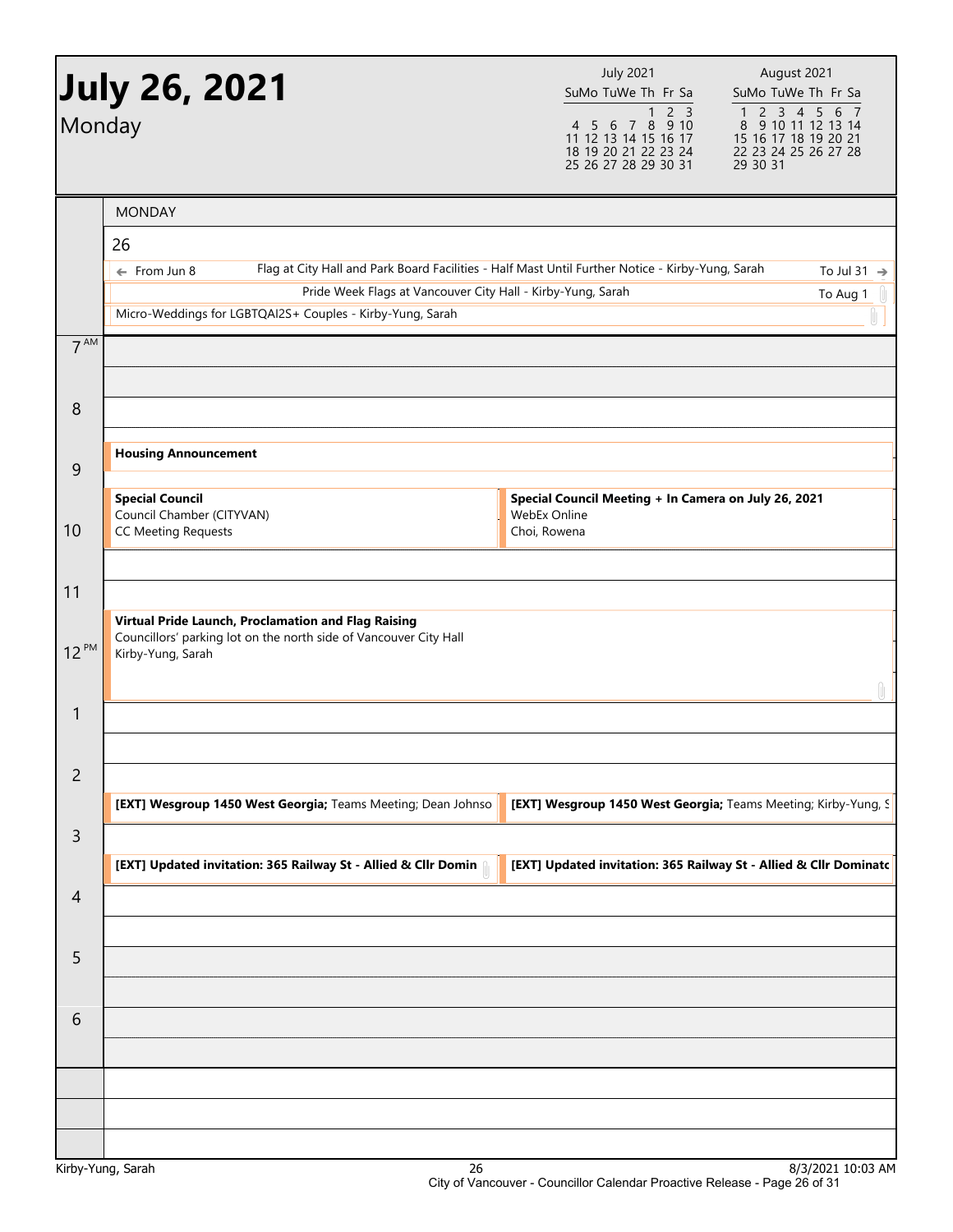# July 26, 2021

Monday

| July 2021 | | | | | | |
|---|---|---|---|---|---|---|
| Su | Mo | Tu | We | Th | Fr | Sa |
| | | | | 1 | 2 | 3 |
| 4 | 5 | 6 | 7 | 8 | 9 | 10 |
| 11 | 12 | 13 | 14 | 15 | 16 | 17 |
| 18 | 19 | 20 | 21 | 22 | 23 | 24 |
| 25 | 26 | 27 | 28 | 29 | 30 | 31 |

| August 2021 | | | | | | |
|---|---|---|---|---|---|---|
| Su | Mo | Tu | We | Th | Fr | Sa |
| 1 | 2 | 3 | 4 | 5 | 6 | 7 |
| 8 | 9 | 10 | 11 | 12 | 13 | 14 |
| 15 | 16 | 17 | 18 | 19 | 20 | 21 |
| 22 | 23 | 24 | 25 | 26 | 27 | 28 |
| 29 | 30 | 31 | | | | |

## MONDAY

26

- ← From Jun 8 — Flag at City Hall and Park Board Facilities - Half Mast Until Further Notice - Kirby-Yung, Sarah — To Jul 31 →
- Pride Week Flags at Vancouver City Hall - Kirby-Yung, Sarah — To Aug 1
- Micro-Weddings for LGBTQAI2S+ Couples - Kirby-Yung, Sarah

| Time | Events |
|---|---|
| 7 AM | |
| 8 | |
| 9 | **Housing Announcement** |
| 10 | **Special Council** Council Chamber (CITYVAN) CC Meeting Requests; **Special Council Meeting + In Camera on July 26, 2021** WebEx Online Choi, Rowena |
| 11 | |
| 12 PM | **Virtual Pride Launch, Proclamation and Flag Raising** Councillors' parking lot on the north side of Vancouver City Hall Kirby-Yung, Sarah |
| 1 | |
| 2 | **[EXT] Wesgroup 1450 West Georgia;** Teams Meeting; Dean Johnso; **[EXT] Wesgroup 1450 West Georgia;** Teams Meeting; Kirby-Yung, S |
| 3 | **[EXT] Updated invitation: 365 Railway St - Allied & Cllr Domin**; **[EXT] Updated invitation: 365 Railway St - Allied & Cllr Dominato** |
| 4 | |
| 5 | |
| 6 | |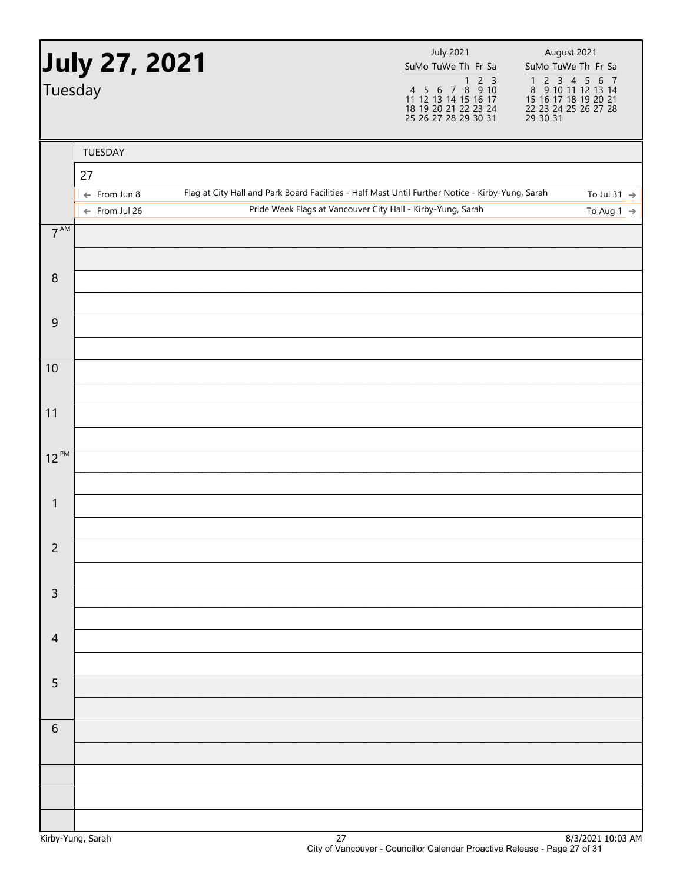# July 27, 2021

Tuesday

| July 2021 | | | | | | |
|---|---|---|---|---|---|---|
| Su | Mo | Tu | We | Th | Fr | Sa |
| | | | | 1 | 2 | 3 |
| 4 | 5 | 6 | 7 | 8 | 9 | 10 |
| 11 | 12 | 13 | 14 | 15 | 16 | 17 |
| 18 | 19 | 20 | 21 | 22 | 23 | 24 |
| 25 | 26 | 27 | 28 | 29 | 30 | 31 |

| August 2021 | | | | | | |
|---|---|---|---|---|---|---|
| Su | Mo | Tu | We | Th | Fr | Sa |
| 1 | 2 | 3 | 4 | 5 | 6 | 7 |
| 8 | 9 | 10 | 11 | 12 | 13 | 14 |
| 15 | 16 | 17 | 18 | 19 | 20 | 21 |
| 22 | 23 | 24 | 25 | 26 | 27 | 28 |
| 29 | 30 | 31 | | | | |

TUESDAY

27

- ← From Jun 8 — Flag at City Hall and Park Board Facilities - Half Mast Until Further Notice - Kirby-Yung, Sarah — To Jul 31 →
- ← From Jul 26 — Pride Week Flags at Vancouver City Hall - Kirby-Yung, Sarah — To Aug 1 →

| Time | |
|---|---|
| 7 AM | |
| 8 | |
| 9 | |
| 10 | |
| 11 | |
| 12 PM | |
| 1 | |
| 2 | |
| 3 | |
| 4 | |
| 5 | |
| 6 | |

Kirby-Yung, Sarah — 8/3/2021 10:03 AM

City of Vancouver - Councillor Calendar Proactive Release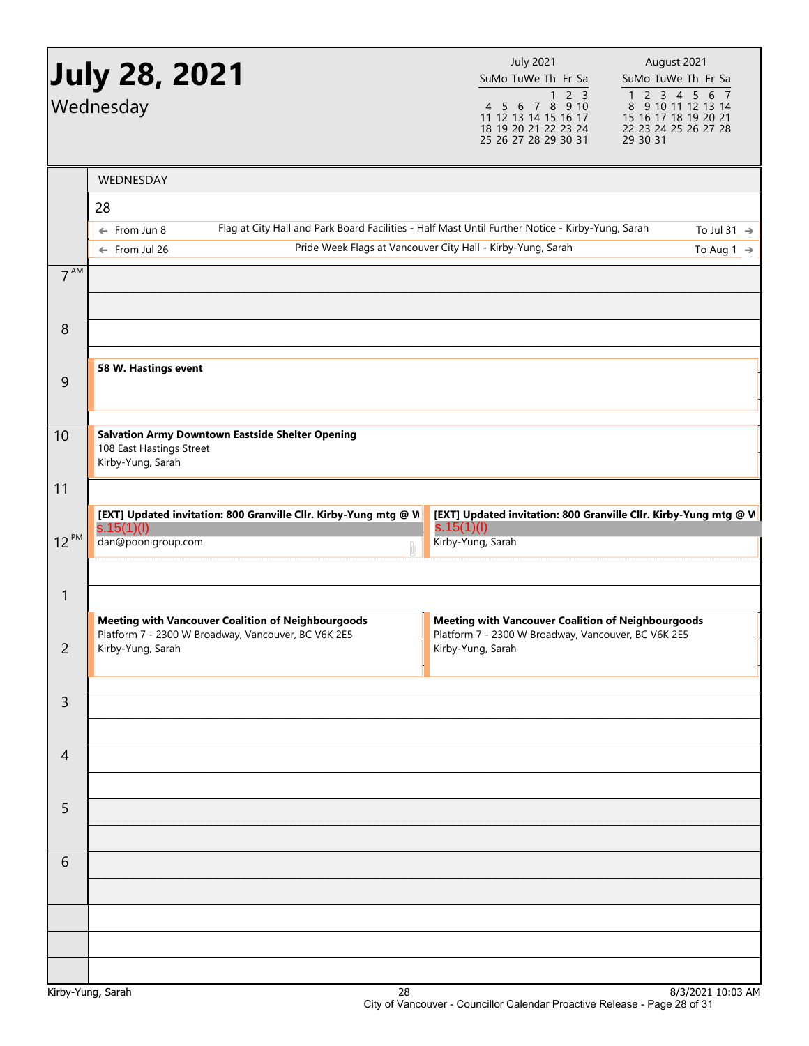# July 28, 2021

Wednesday

| July 2021 | | | | | | |
|---|---|---|---|---|---|---|
| Su | Mo | Tu | We | Th | Fr | Sa |
| | | | | 1 | 2 | 3 |
| 4 | 5 | 6 | 7 | 8 | 9 | 10 |
| 11 | 12 | 13 | 14 | 15 | 16 | 17 |
| 18 | 19 | 20 | 21 | 22 | 23 | 24 |
| 25 | 26 | 27 | 28 | 29 | 30 | 31 |

| August 2021 | | | | | | |
|---|---|---|---|---|---|---|
| Su | Mo | Tu | We | Th | Fr | Sa |
| 1 | 2 | 3 | 4 | 5 | 6 | 7 |
| 8 | 9 | 10 | 11 | 12 | 13 | 14 |
| 15 | 16 | 17 | 18 | 19 | 20 | 21 |
| 22 | 23 | 24 | 25 | 26 | 27 | 28 |
| 29 | 30 | 31 | | | | |

WEDNESDAY

28

- ← From Jun 8 — Flag at City Hall and Park Board Facilities - Half Mast Until Further Notice - Kirby-Yung, Sarah — To Jul 31 →
- ← From Jul 26 — Pride Week Flags at Vancouver City Hall - Kirby-Yung, Sarah — To Aug 1 →

| Time | Events |
|---|---|
| 7 AM | |
| 8 | |
| 9 | **58 W. Hastings event** |
| 10 | **Salvation Army Downtown Eastside Shelter Opening**<br>108 East Hastings Street<br>Kirby-Yung, Sarah |
| 11 | |
| 12 PM | **[EXT] Updated invitation: 800 Granville Cllr. Kirby-Yung mtg @ W**<br>s.15(1)(l)<br>dan@poonigroup.com |
| 12 PM | **[EXT] Updated invitation: 800 Granville Cllr. Kirby-Yung mtg @ W**<br>s.15(1)(l)<br>Kirby-Yung, Sarah |
| 1 | |
| 2 | **Meeting with Vancouver Coalition of Neighbourgoods**<br>Platform 7 - 2300 W Broadway, Vancouver, BC V6K 2E5<br>Kirby-Yung, Sarah |
| 2 | **Meeting with Vancouver Coalition of Neighbourgoods**<br>Platform 7 - 2300 W Broadway, Vancouver, BC V6K 2E5<br>Kirby-Yung, Sarah |
| 3 | |
| 4 | |
| 5 | |
| 6 | |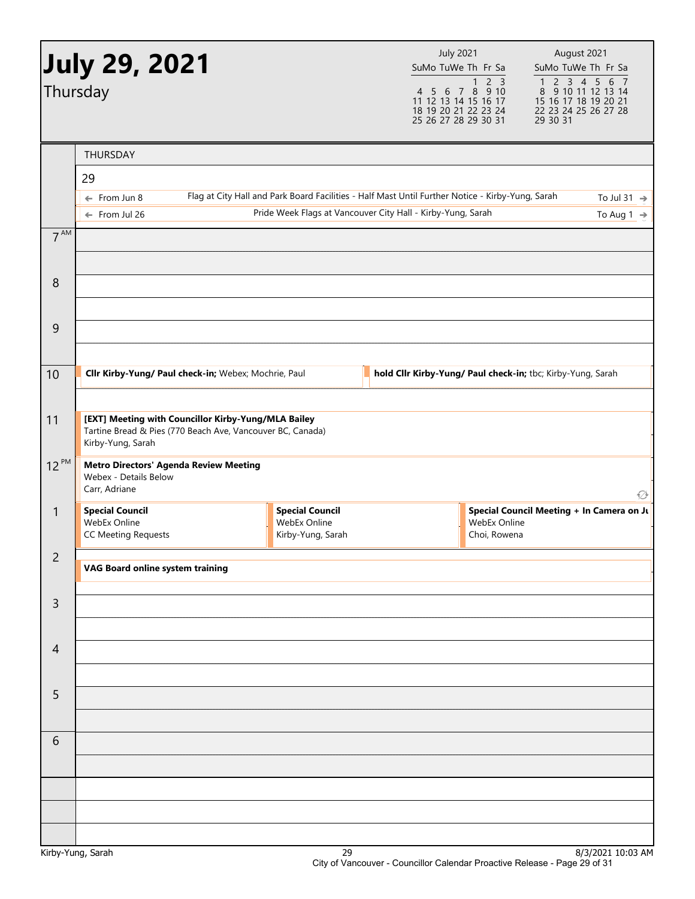# July 29, 2021

Thursday

| July 2021 | | | | | | |
|---|---|---|---|---|---|---|
| Su | Mo | Tu | We | Th | Fr | Sa |
| | | | | 1 | 2 | 3 |
| 4 | 5 | 6 | 7 | 8 | 9 | 10 |
| 11 | 12 | 13 | 14 | 15 | 16 | 17 |
| 18 | 19 | 20 | 21 | 22 | 23 | 24 |
| 25 | 26 | 27 | 28 | 29 | 30 | 31 |

| August 2021 | | | | | | |
|---|---|---|---|---|---|---|
| Su | Mo | Tu | We | Th | Fr | Sa |
| 1 | 2 | 3 | 4 | 5 | 6 | 7 |
| 8 | 9 | 10 | 11 | 12 | 13 | 14 |
| 15 | 16 | 17 | 18 | 19 | 20 | 21 |
| 22 | 23 | 24 | 25 | 26 | 27 | 28 |
| 29 | 30 | 31 | | | | |

THURSDAY

29

- ← From Jun 8 — Flag at City Hall and Park Board Facilities - Half Mast Until Further Notice - Kirby-Yung, Sarah — To Jul 31 →
- ← From Jul 26 — Pride Week Flags at Vancouver City Hall - Kirby-Yung, Sarah — To Aug 1 →

**10 AM**

- **Cllr Kirby-Yung/ Paul check-in;** Webex; Mochrie, Paul
- **hold Cllr Kirby-Yung/ Paul check-in;** tbc; Kirby-Yung, Sarah

**11 AM**

**[EXT] Meeting with Councillor Kirby-Yung/MLA Bailey**
Tartine Bread & Pies (770 Beach Ave, Vancouver BC, Canada)
Kirby-Yung, Sarah

**12 PM**

**Metro Directors' Agenda Review Meeting**
Webex - Details Below
Carr, Adriane

**1 PM**

- **Special Council**
  WebEx Online
  CC Meeting Requests
- **Special Council**
  WebEx Online
  Kirby-Yung, Sarah
- **Special Council Meeting + In Camera on Ju**
  WebEx Online
  Choi, Rowena

**2 PM**

**VAG Board online system training**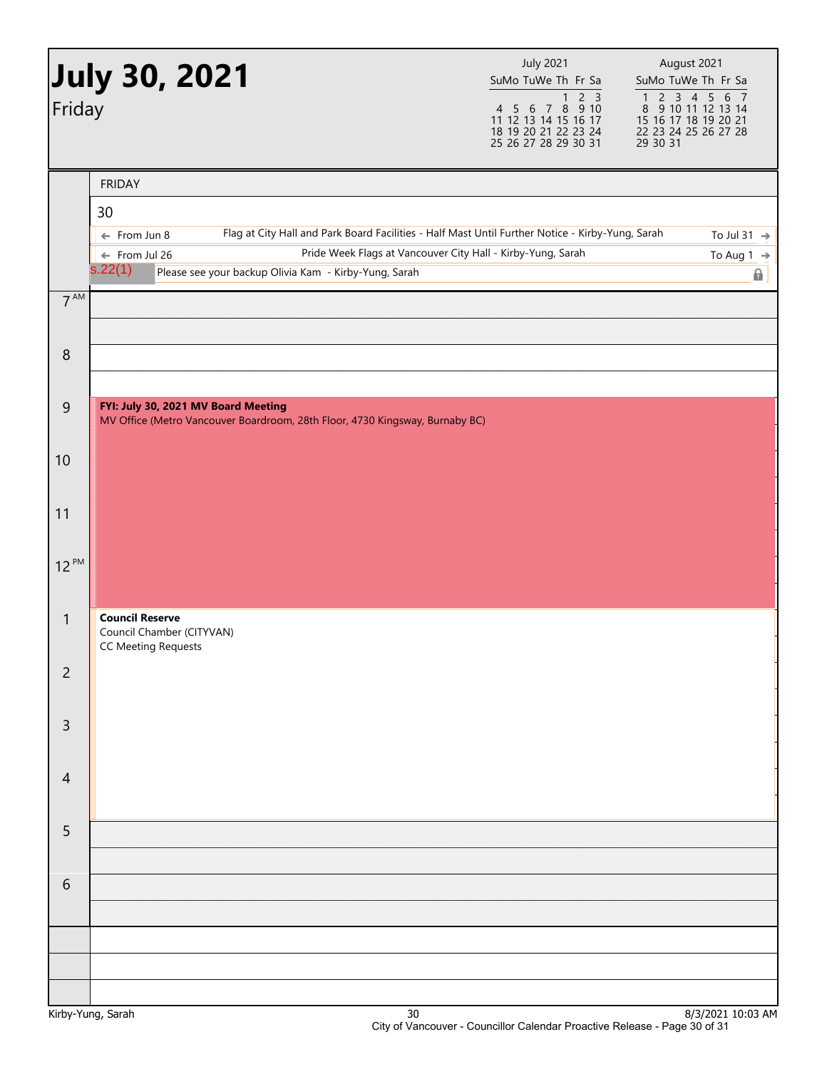# July 30, 2021

Friday

| July 2021 | | | | | | |
|---|---|---|---|---|---|---|
| Su | Mo | Tu | We | Th | Fr | Sa |
| | | | | 1 | 2 | 3 |
| 4 | 5 | 6 | 7 | 8 | 9 | 10 |
| 11 | 12 | 13 | 14 | 15 | 16 | 17 |
| 18 | 19 | 20 | 21 | 22 | 23 | 24 |
| 25 | 26 | 27 | 28 | 29 | 30 | 31 |

| August 2021 | | | | | | |
|---|---|---|---|---|---|---|
| Su | Mo | Tu | We | Th | Fr | Sa |
| 1 | 2 | 3 | 4 | 5 | 6 | 7 |
| 8 | 9 | 10 | 11 | 12 | 13 | 14 |
| 15 | 16 | 17 | 18 | 19 | 20 | 21 |
| 22 | 23 | 24 | 25 | 26 | 27 | 28 |
| 29 | 30 | 31 | | | | |

FRIDAY

30

- ← From Jun 8 — Flag at City Hall and Park Board Facilities - Half Mast Until Further Notice - Kirby-Yung, Sarah — To Jul 31 →
- ← From Jul 26 — Pride Week Flags at Vancouver City Hall - Kirby-Yung, Sarah — To Aug 1 →
- s.22(1) — Please see your backup Olivia Kam - Kirby-Yung, Sarah

| Time | Event |
|---|---|
| 7 AM | |
| 8 | |
| 9 | **FYI: July 30, 2021 MV Board Meeting**<br>MV Office (Metro Vancouver Boardroom, 28th Floor, 4730 Kingsway, Burnaby BC) |
| 10 | |
| 11 | |
| 12 PM | |
| 1 | **Council Reserve**<br>Council Chamber (CITYVAN)<br>CC Meeting Requests |
| 2 | |
| 3 | |
| 4 | |
| 5 | |
| 6 | |

Kirby-Yung, Sarah — 8/3/2021 10:03 AM

City of Vancouver - Councillor Calendar Proactive Release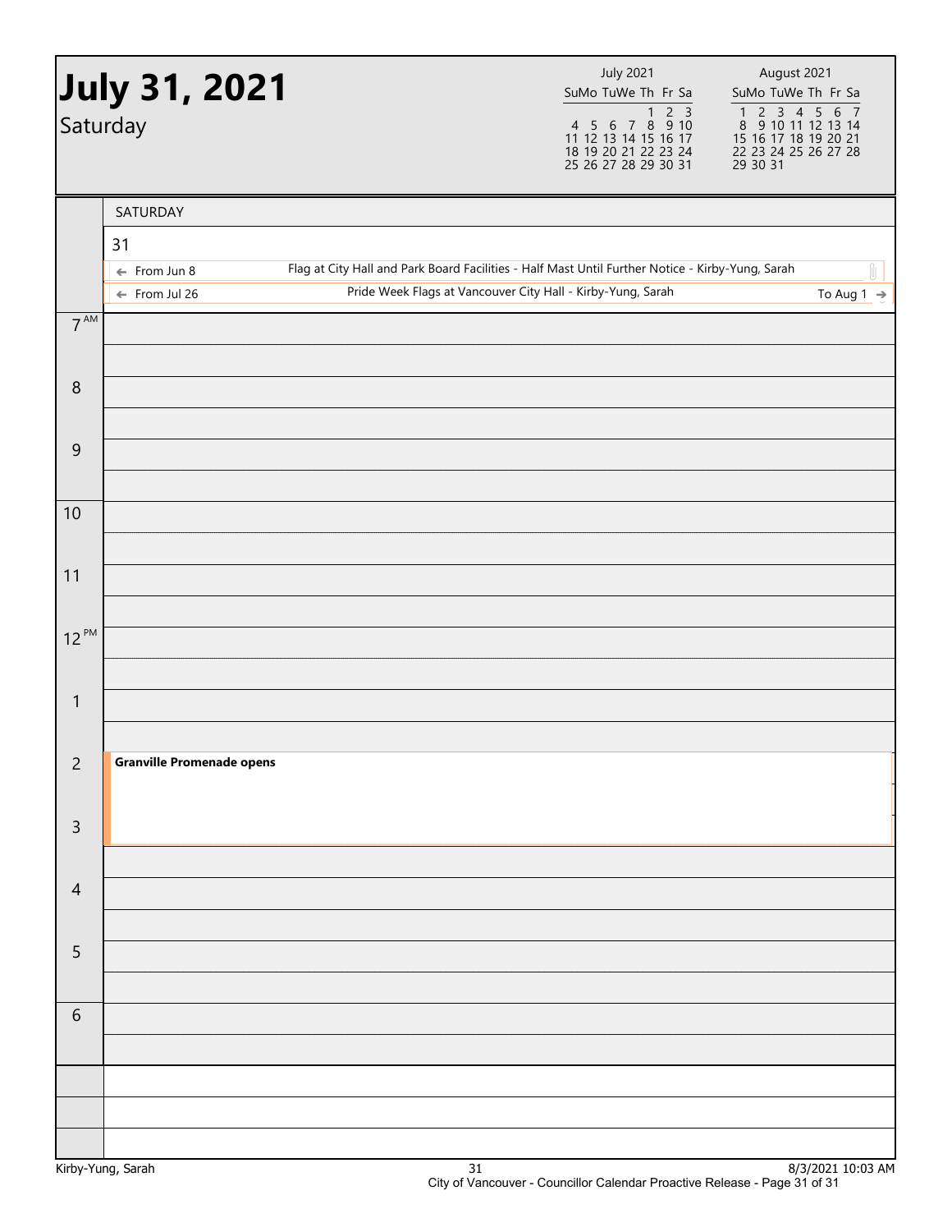# July 31, 2021

Saturday

| July 2021 | | | | | | |
|---|---|---|---|---|---|---|
| Su | Mo | Tu | We | Th | Fr | Sa |
| | | | | 1 | 2 | 3 |
| 4 | 5 | 6 | 7 | 8 | 9 | 10 |
| 11 | 12 | 13 | 14 | 15 | 16 | 17 |
| 18 | 19 | 20 | 21 | 22 | 23 | 24 |
| 25 | 26 | 27 | 28 | 29 | 30 | 31 |

| August 2021 | | | | | | |
|---|---|---|---|---|---|---|
| Su | Mo | Tu | We | Th | Fr | Sa |
| 1 | 2 | 3 | 4 | 5 | 6 | 7 |
| 8 | 9 | 10 | 11 | 12 | 13 | 14 |
| 15 | 16 | 17 | 18 | 19 | 20 | 21 |
| 22 | 23 | 24 | 25 | 26 | 27 | 28 |
| 29 | 30 | 31 | | | | |

SATURDAY

31

- ← From Jun 8 — Flag at City Hall and Park Board Facilities - Half Mast Until Further Notice - Kirby-Yung, Sarah
- ← From Jul 26 — Pride Week Flags at Vancouver City Hall - Kirby-Yung, Sarah — To Aug 1 →

| Time | Event |
|---|---|
| 7 AM | |
| 8 | |
| 9 | |
| 10 | |
| 11 | |
| 12 PM | |
| 1 | |
| 2 | **Granville Promenade opens** |
| 3 | |
| 4 | |
| 5 | |
| 6 | |